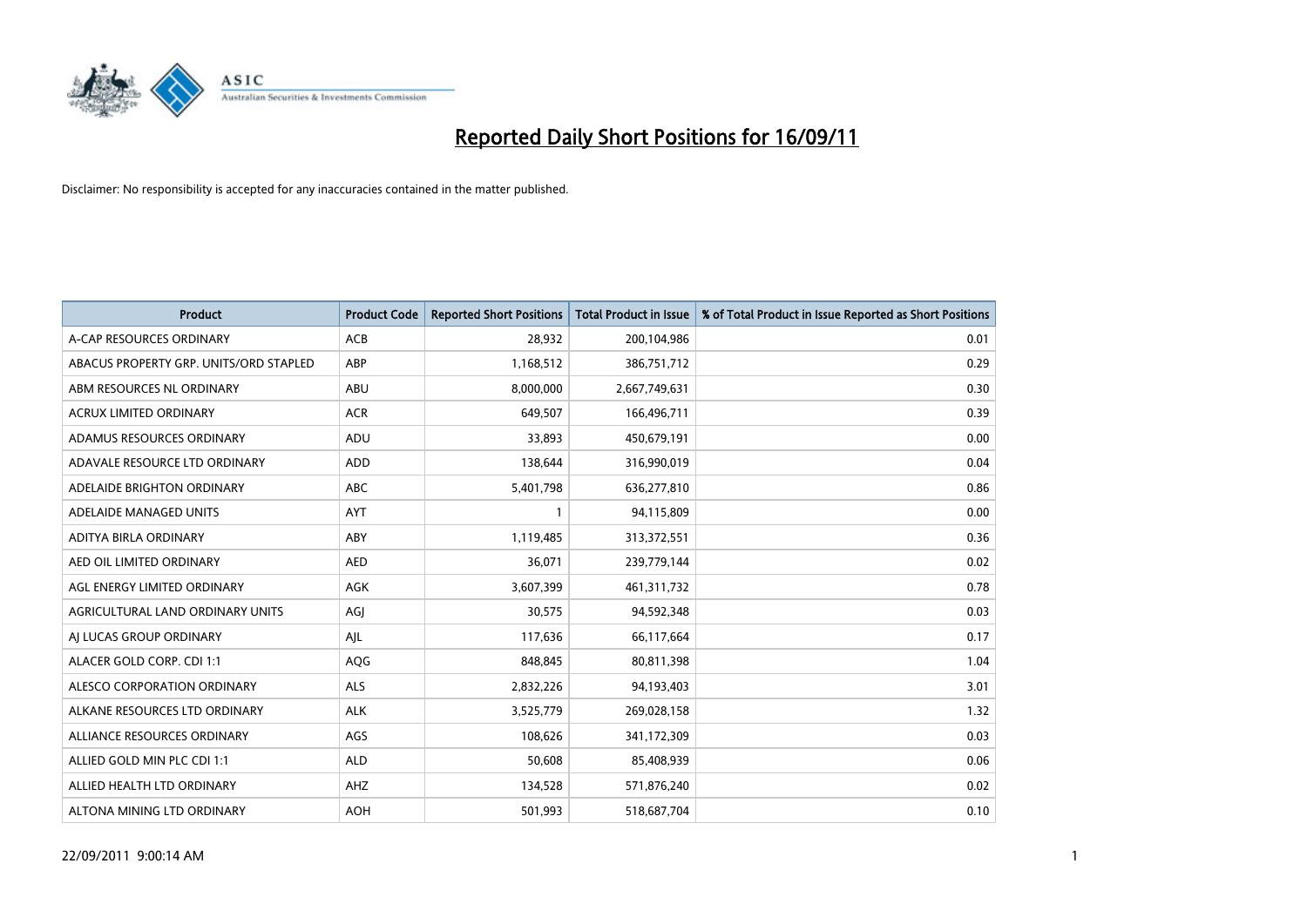# Reported Daily Short Positions for 16/09/11

Disclaimer: No responsibility is accepted for any inaccuracies contained in the matter published.

| Product | Product Code | Reported Short Positions | Total Product in Issue | % of Total Product in Issue Reported as Short Positions |
|---|---|---|---|---|
| A-CAP RESOURCES ORDINARY | ACB | 28,932 | 200,104,986 | 0.01 |
| ABACUS PROPERTY GRP. UNITS/ORD STAPLED | ABP | 1,168,512 | 386,751,712 | 0.29 |
| ABM RESOURCES NL ORDINARY | ABU | 8,000,000 | 2,667,749,631 | 0.30 |
| ACRUX LIMITED ORDINARY | ACR | 649,507 | 166,496,711 | 0.39 |
| ADAMUS RESOURCES ORDINARY | ADU | 33,893 | 450,679,191 | 0.00 |
| ADAVALE RESOURCE LTD ORDINARY | ADD | 138,644 | 316,990,019 | 0.04 |
| ADELAIDE BRIGHTON ORDINARY | ABC | 5,401,798 | 636,277,810 | 0.86 |
| ADELAIDE MANAGED UNITS | AYT | 1 | 94,115,809 | 0.00 |
| ADITYA BIRLA ORDINARY | ABY | 1,119,485 | 313,372,551 | 0.36 |
| AED OIL LIMITED ORDINARY | AED | 36,071 | 239,779,144 | 0.02 |
| AGL ENERGY LIMITED ORDINARY | AGK | 3,607,399 | 461,311,732 | 0.78 |
| AGRICULTURAL LAND ORDINARY UNITS | AGJ | 30,575 | 94,592,348 | 0.03 |
| AJ LUCAS GROUP ORDINARY | AJL | 117,636 | 66,117,664 | 0.17 |
| ALACER GOLD CORP. CDI 1:1 | AQG | 848,845 | 80,811,398 | 1.04 |
| ALESCO CORPORATION ORDINARY | ALS | 2,832,226 | 94,193,403 | 3.01 |
| ALKANE RESOURCES LTD ORDINARY | ALK | 3,525,779 | 269,028,158 | 1.32 |
| ALLIANCE RESOURCES ORDINARY | AGS | 108,626 | 341,172,309 | 0.03 |
| ALLIED GOLD MIN PLC CDI 1:1 | ALD | 50,608 | 85,408,939 | 0.06 |
| ALLIED HEALTH LTD ORDINARY | AHZ | 134,528 | 571,876,240 | 0.02 |
| ALTONA MINING LTD ORDINARY | AOH | 501,993 | 518,687,704 | 0.10 |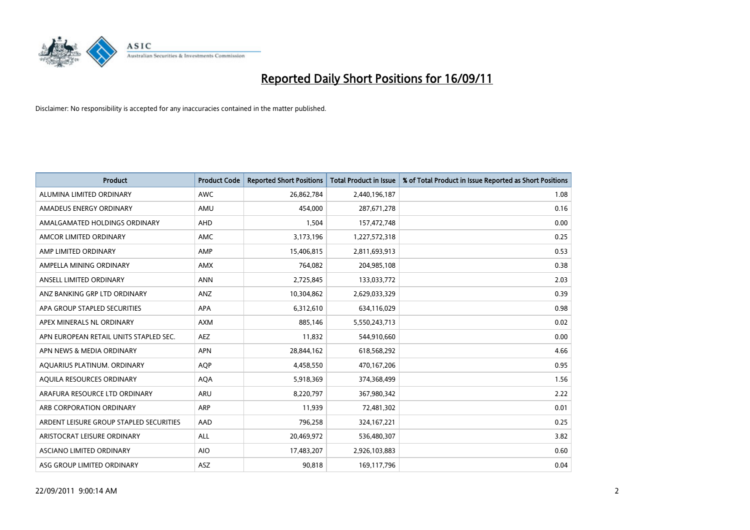# Reported Daily Short Positions for 16/09/11

Disclaimer: No responsibility is accepted for any inaccuracies contained in the matter published.

| Product | Product Code | Reported Short Positions | Total Product in Issue | % of Total Product in Issue Reported as Short Positions |
|---|---|---|---|---|
| ALUMINA LIMITED ORDINARY | AWC | 26,862,784 | 2,440,196,187 | 1.08 |
| AMADEUS ENERGY ORDINARY | AMU | 454,000 | 287,671,278 | 0.16 |
| AMALGAMATED HOLDINGS ORDINARY | AHD | 1,504 | 157,472,748 | 0.00 |
| AMCOR LIMITED ORDINARY | AMC | 3,173,196 | 1,227,572,318 | 0.25 |
| AMP LIMITED ORDINARY | AMP | 15,406,815 | 2,811,693,913 | 0.53 |
| AMPELLA MINING ORDINARY | AMX | 764,082 | 204,985,108 | 0.38 |
| ANSELL LIMITED ORDINARY | ANN | 2,725,845 | 133,033,772 | 2.03 |
| ANZ BANKING GRP LTD ORDINARY | ANZ | 10,304,862 | 2,629,033,329 | 0.39 |
| APA GROUP STAPLED SECURITIES | APA | 6,312,610 | 634,116,029 | 0.98 |
| APEX MINERALS NL ORDINARY | AXM | 885,146 | 5,550,243,713 | 0.02 |
| APN EUROPEAN RETAIL UNITS STAPLED SEC. | AEZ | 11,832 | 544,910,660 | 0.00 |
| APN NEWS & MEDIA ORDINARY | APN | 28,844,162 | 618,568,292 | 4.66 |
| AQUARIUS PLATINUM. ORDINARY | AQP | 4,458,550 | 470,167,206 | 0.95 |
| AQUILA RESOURCES ORDINARY | AQA | 5,918,369 | 374,368,499 | 1.56 |
| ARAFURA RESOURCE LTD ORDINARY | ARU | 8,220,797 | 367,980,342 | 2.22 |
| ARB CORPORATION ORDINARY | ARP | 11,939 | 72,481,302 | 0.01 |
| ARDENT LEISURE GROUP STAPLED SECURITIES | AAD | 796,258 | 324,167,221 | 0.25 |
| ARISTOCRAT LEISURE ORDINARY | ALL | 20,469,972 | 536,480,307 | 3.82 |
| ASCIANO LIMITED ORDINARY | AIO | 17,483,207 | 2,926,103,883 | 0.60 |
| ASG GROUP LIMITED ORDINARY | ASZ | 90,818 | 169,117,796 | 0.04 |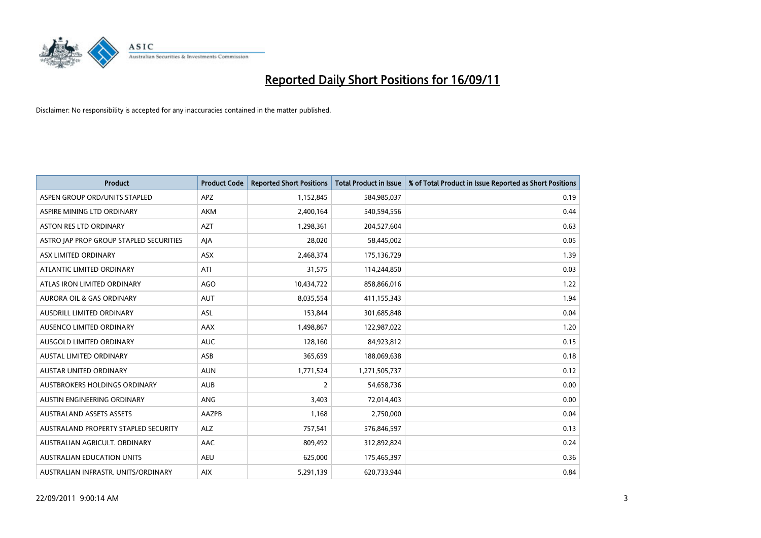# Reported Daily Short Positions for 16/09/11

Disclaimer: No responsibility is accepted for any inaccuracies contained in the matter published.

| Product | Product Code | Reported Short Positions | Total Product in Issue | % of Total Product in Issue Reported as Short Positions |
|---|---|---|---|---|
| ASPEN GROUP ORD/UNITS STAPLED | APZ | 1,152,845 | 584,985,037 | 0.19 |
| ASPIRE MINING LTD ORDINARY | AKM | 2,400,164 | 540,594,556 | 0.44 |
| ASTON RES LTD ORDINARY | AZT | 1,298,361 | 204,527,604 | 0.63 |
| ASTRO JAP PROP GROUP STAPLED SECURITIES | AJA | 28,020 | 58,445,002 | 0.05 |
| ASX LIMITED ORDINARY | ASX | 2,468,374 | 175,136,729 | 1.39 |
| ATLANTIC LIMITED ORDINARY | ATI | 31,575 | 114,244,850 | 0.03 |
| ATLAS IRON LIMITED ORDINARY | AGO | 10,434,722 | 858,866,016 | 1.22 |
| AURORA OIL & GAS ORDINARY | AUT | 8,035,554 | 411,155,343 | 1.94 |
| AUSDRILL LIMITED ORDINARY | ASL | 153,844 | 301,685,848 | 0.04 |
| AUSENCO LIMITED ORDINARY | AAX | 1,498,867 | 122,987,022 | 1.20 |
| AUSGOLD LIMITED ORDINARY | AUC | 128,160 | 84,923,812 | 0.15 |
| AUSTAL LIMITED ORDINARY | ASB | 365,659 | 188,069,638 | 0.18 |
| AUSTAR UNITED ORDINARY | AUN | 1,771,524 | 1,271,505,737 | 0.12 |
| AUSTBROKERS HOLDINGS ORDINARY | AUB | 2 | 54,658,736 | 0.00 |
| AUSTIN ENGINEERING ORDINARY | ANG | 3,403 | 72,014,403 | 0.00 |
| AUSTRALAND ASSETS ASSETS | AAZPB | 1,168 | 2,750,000 | 0.04 |
| AUSTRALAND PROPERTY STAPLED SECURITY | ALZ | 757,541 | 576,846,597 | 0.13 |
| AUSTRALIAN AGRICULT. ORDINARY | AAC | 809,492 | 312,892,824 | 0.24 |
| AUSTRALIAN EDUCATION UNITS | AEU | 625,000 | 175,465,397 | 0.36 |
| AUSTRALIAN INFRASTR. UNITS/ORDINARY | AIX | 5,291,139 | 620,733,944 | 0.84 |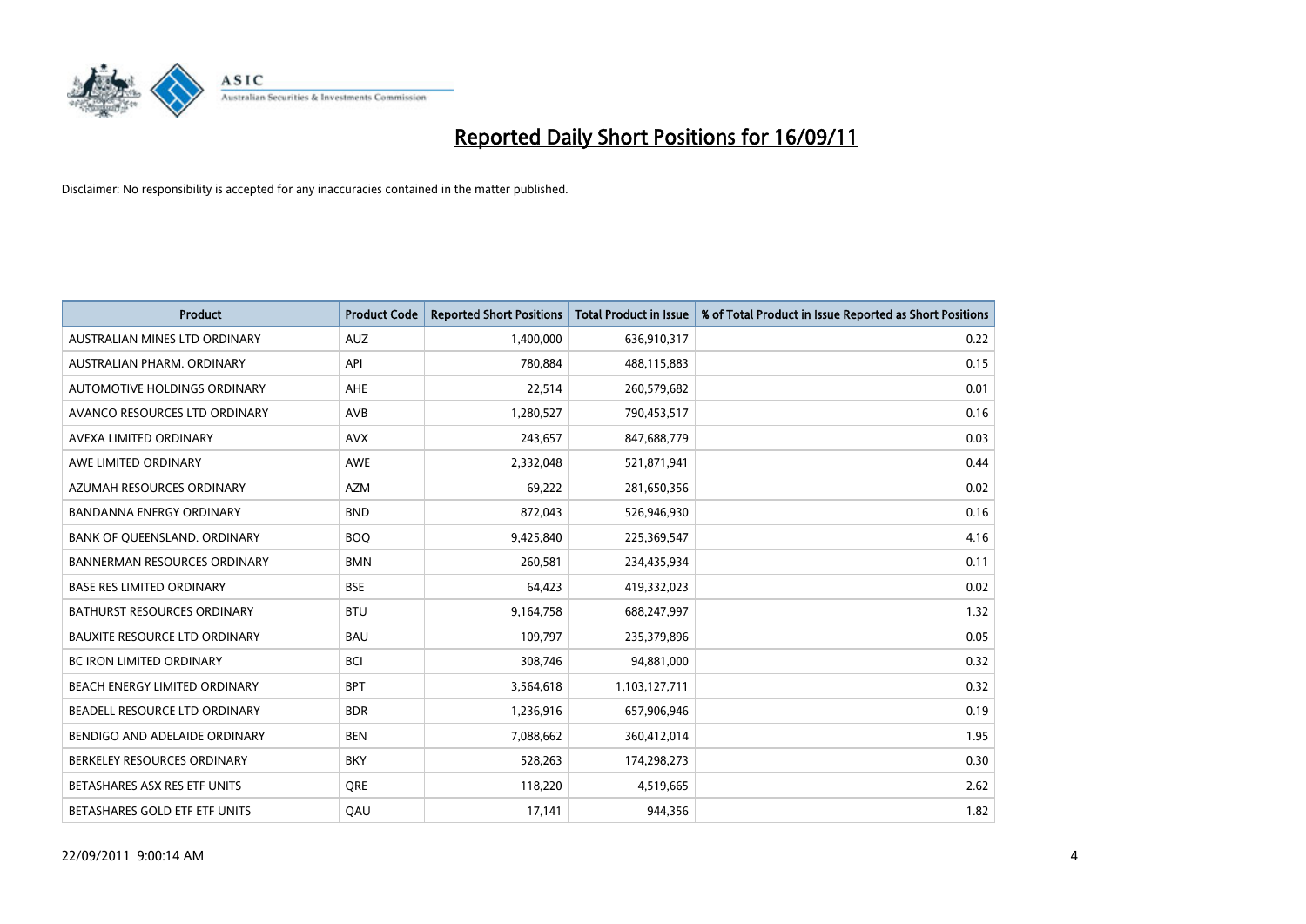# Reported Daily Short Positions for 16/09/11

Disclaimer: No responsibility is accepted for any inaccuracies contained in the matter published.

| Product | Product Code | Reported Short Positions | Total Product in Issue | % of Total Product in Issue Reported as Short Positions |
|---|---|---|---|---|
| AUSTRALIAN MINES LTD ORDINARY | AUZ | 1,400,000 | 636,910,317 | 0.22 |
| AUSTRALIAN PHARM. ORDINARY | API | 780,884 | 488,115,883 | 0.15 |
| AUTOMOTIVE HOLDINGS ORDINARY | AHE | 22,514 | 260,579,682 | 0.01 |
| AVANCO RESOURCES LTD ORDINARY | AVB | 1,280,527 | 790,453,517 | 0.16 |
| AVEXA LIMITED ORDINARY | AVX | 243,657 | 847,688,779 | 0.03 |
| AWE LIMITED ORDINARY | AWE | 2,332,048 | 521,871,941 | 0.44 |
| AZUMAH RESOURCES ORDINARY | AZM | 69,222 | 281,650,356 | 0.02 |
| BANDANNA ENERGY ORDINARY | BND | 872,043 | 526,946,930 | 0.16 |
| BANK OF QUEENSLAND. ORDINARY | BOQ | 9,425,840 | 225,369,547 | 4.16 |
| BANNERMAN RESOURCES ORDINARY | BMN | 260,581 | 234,435,934 | 0.11 |
| BASE RES LIMITED ORDINARY | BSE | 64,423 | 419,332,023 | 0.02 |
| BATHURST RESOURCES ORDINARY | BTU | 9,164,758 | 688,247,997 | 1.32 |
| BAUXITE RESOURCE LTD ORDINARY | BAU | 109,797 | 235,379,896 | 0.05 |
| BC IRON LIMITED ORDINARY | BCI | 308,746 | 94,881,000 | 0.32 |
| BEACH ENERGY LIMITED ORDINARY | BPT | 3,564,618 | 1,103,127,711 | 0.32 |
| BEADELL RESOURCE LTD ORDINARY | BDR | 1,236,916 | 657,906,946 | 0.19 |
| BENDIGO AND ADELAIDE ORDINARY | BEN | 7,088,662 | 360,412,014 | 1.95 |
| BERKELEY RESOURCES ORDINARY | BKY | 528,263 | 174,298,273 | 0.30 |
| BETASHARES ASX RES ETF UNITS | QRE | 118,220 | 4,519,665 | 2.62 |
| BETASHARES GOLD ETF ETF UNITS | QAU | 17,141 | 944,356 | 1.82 |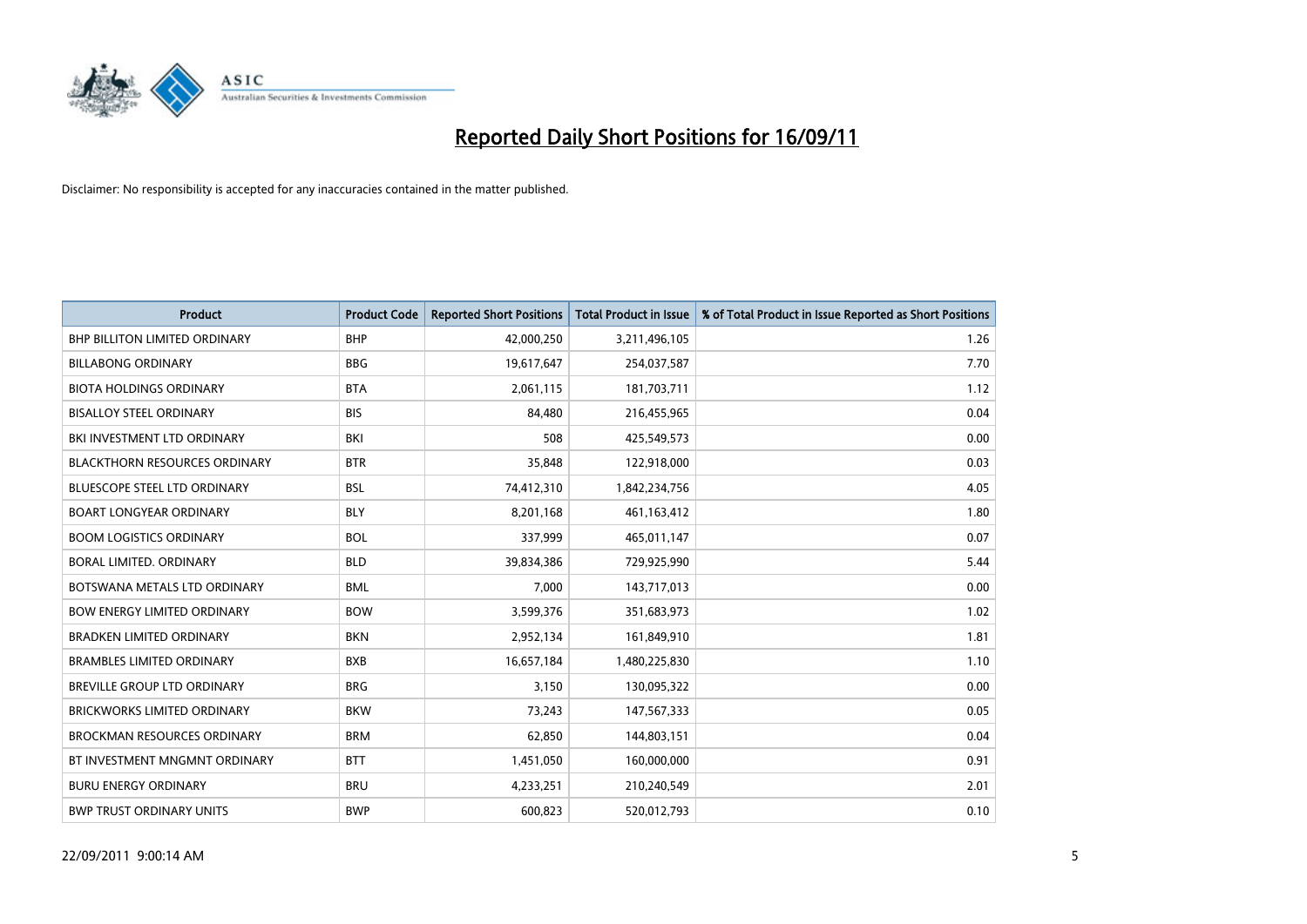# Reported Daily Short Positions for 16/09/11

Disclaimer: No responsibility is accepted for any inaccuracies contained in the matter published.

| Product | Product Code | Reported Short Positions | Total Product in Issue | % of Total Product in Issue Reported as Short Positions |
|---|---|---|---|---|
| BHP BILLITON LIMITED ORDINARY | BHP | 42,000,250 | 3,211,496,105 | 1.26 |
| BILLABONG ORDINARY | BBG | 19,617,647 | 254,037,587 | 7.70 |
| BIOTA HOLDINGS ORDINARY | BTA | 2,061,115 | 181,703,711 | 1.12 |
| BISALLOY STEEL ORDINARY | BIS | 84,480 | 216,455,965 | 0.04 |
| BKI INVESTMENT LTD ORDINARY | BKI | 508 | 425,549,573 | 0.00 |
| BLACKTHORN RESOURCES ORDINARY | BTR | 35,848 | 122,918,000 | 0.03 |
| BLUESCOPE STEEL LTD ORDINARY | BSL | 74,412,310 | 1,842,234,756 | 4.05 |
| BOART LONGYEAR ORDINARY | BLY | 8,201,168 | 461,163,412 | 1.80 |
| BOOM LOGISTICS ORDINARY | BOL | 337,999 | 465,011,147 | 0.07 |
| BORAL LIMITED. ORDINARY | BLD | 39,834,386 | 729,925,990 | 5.44 |
| BOTSWANA METALS LTD ORDINARY | BML | 7,000 | 143,717,013 | 0.00 |
| BOW ENERGY LIMITED ORDINARY | BOW | 3,599,376 | 351,683,973 | 1.02 |
| BRADKEN LIMITED ORDINARY | BKN | 2,952,134 | 161,849,910 | 1.81 |
| BRAMBLES LIMITED ORDINARY | BXB | 16,657,184 | 1,480,225,830 | 1.10 |
| BREVILLE GROUP LTD ORDINARY | BRG | 3,150 | 130,095,322 | 0.00 |
| BRICKWORKS LIMITED ORDINARY | BKW | 73,243 | 147,567,333 | 0.05 |
| BROCKMAN RESOURCES ORDINARY | BRM | 62,850 | 144,803,151 | 0.04 |
| BT INVESTMENT MNGMNT ORDINARY | BTT | 1,451,050 | 160,000,000 | 0.91 |
| BURU ENERGY ORDINARY | BRU | 4,233,251 | 210,240,549 | 2.01 |
| BWP TRUST ORDINARY UNITS | BWP | 600,823 | 520,012,793 | 0.10 |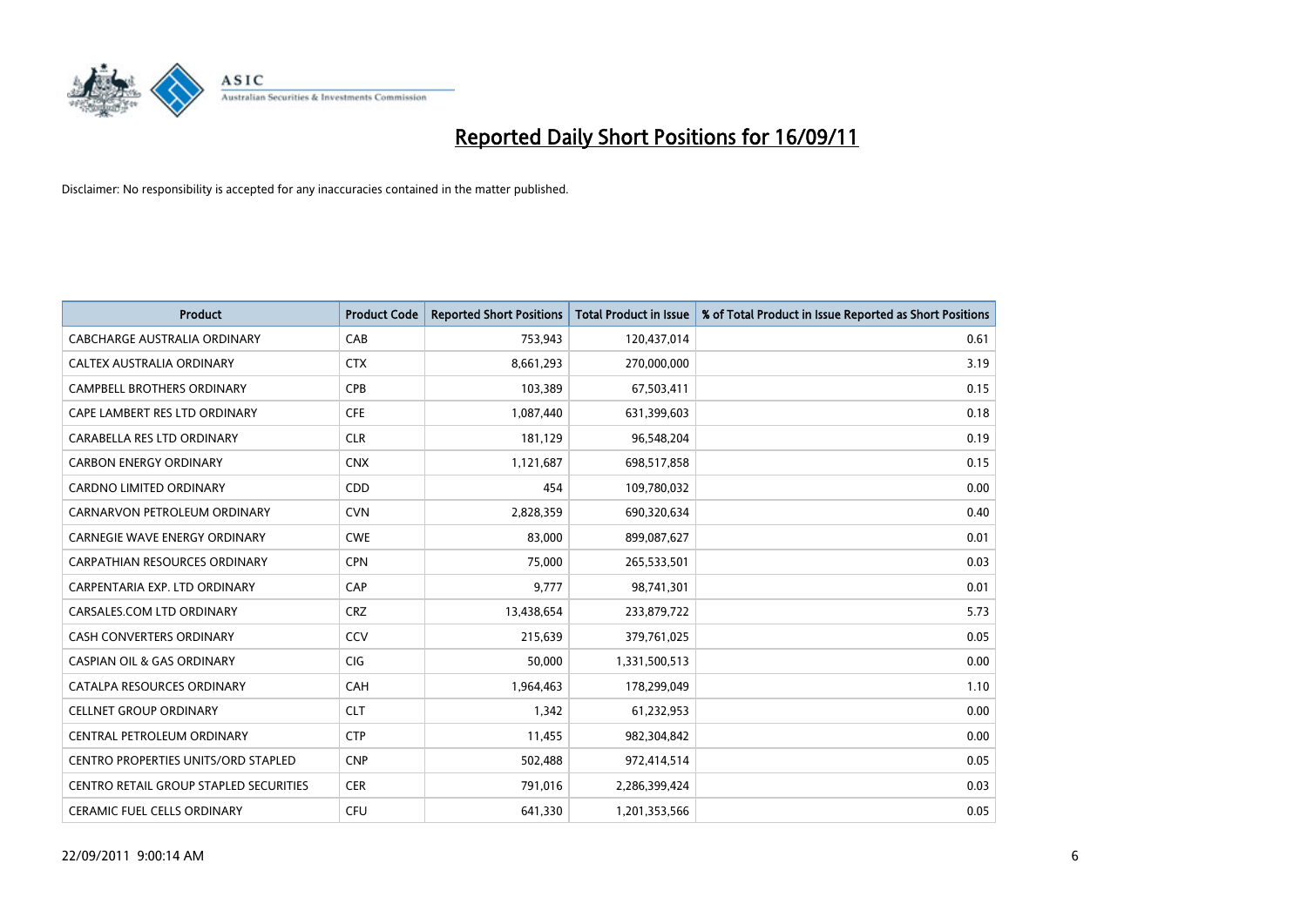# Reported Daily Short Positions for 16/09/11

Disclaimer: No responsibility is accepted for any inaccuracies contained in the matter published.

| Product | Product Code | Reported Short Positions | Total Product in Issue | % of Total Product in Issue Reported as Short Positions |
|---|---|---|---|---|
| CABCHARGE AUSTRALIA ORDINARY | CAB | 753,943 | 120,437,014 | 0.61 |
| CALTEX AUSTRALIA ORDINARY | CTX | 8,661,293 | 270,000,000 | 3.19 |
| CAMPBELL BROTHERS ORDINARY | CPB | 103,389 | 67,503,411 | 0.15 |
| CAPE LAMBERT RES LTD ORDINARY | CFE | 1,087,440 | 631,399,603 | 0.18 |
| CARABELLA RES LTD ORDINARY | CLR | 181,129 | 96,548,204 | 0.19 |
| CARBON ENERGY ORDINARY | CNX | 1,121,687 | 698,517,858 | 0.15 |
| CARDNO LIMITED ORDINARY | CDD | 454 | 109,780,032 | 0.00 |
| CARNARVON PETROLEUM ORDINARY | CVN | 2,828,359 | 690,320,634 | 0.40 |
| CARNEGIE WAVE ENERGY ORDINARY | CWE | 83,000 | 899,087,627 | 0.01 |
| CARPATHIAN RESOURCES ORDINARY | CPN | 75,000 | 265,533,501 | 0.03 |
| CARPENTARIA EXP. LTD ORDINARY | CAP | 9,777 | 98,741,301 | 0.01 |
| CARSALES.COM LTD ORDINARY | CRZ | 13,438,654 | 233,879,722 | 5.73 |
| CASH CONVERTERS ORDINARY | CCV | 215,639 | 379,761,025 | 0.05 |
| CASPIAN OIL & GAS ORDINARY | CIG | 50,000 | 1,331,500,513 | 0.00 |
| CATALPA RESOURCES ORDINARY | CAH | 1,964,463 | 178,299,049 | 1.10 |
| CELLNET GROUP ORDINARY | CLT | 1,342 | 61,232,953 | 0.00 |
| CENTRAL PETROLEUM ORDINARY | CTP | 11,455 | 982,304,842 | 0.00 |
| CENTRO PROPERTIES UNITS/ORD STAPLED | CNP | 502,488 | 972,414,514 | 0.05 |
| CENTRO RETAIL GROUP STAPLED SECURITIES | CER | 791,016 | 2,286,399,424 | 0.03 |
| CERAMIC FUEL CELLS ORDINARY | CFU | 641,330 | 1,201,353,566 | 0.05 |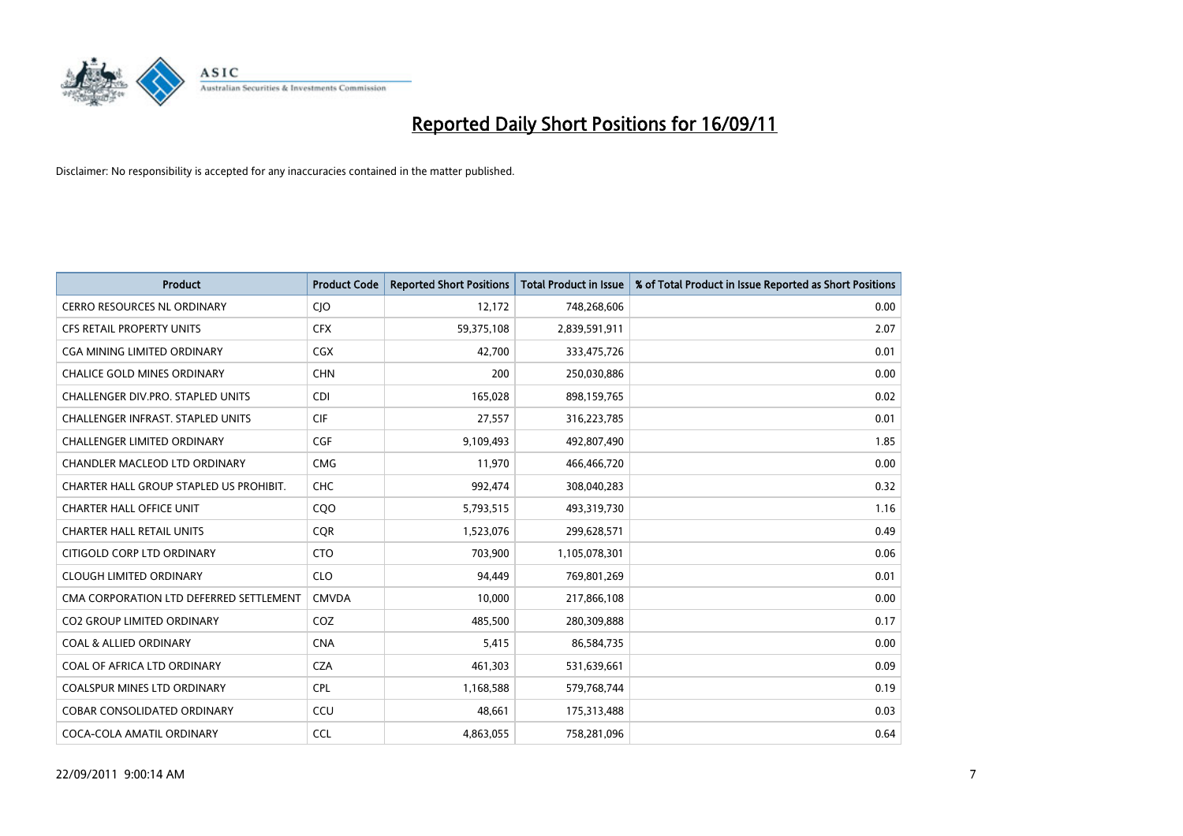# Reported Daily Short Positions for 16/09/11

Disclaimer: No responsibility is accepted for any inaccuracies contained in the matter published.

| Product | Product Code | Reported Short Positions | Total Product in Issue | % of Total Product in Issue Reported as Short Positions |
|---|---|---|---|---|
| CERRO RESOURCES NL ORDINARY | CJO | 12,172 | 748,268,606 | 0.00 |
| CFS RETAIL PROPERTY UNITS | CFX | 59,375,108 | 2,839,591,911 | 2.07 |
| CGA MINING LIMITED ORDINARY | CGX | 42,700 | 333,475,726 | 0.01 |
| CHALICE GOLD MINES ORDINARY | CHN | 200 | 250,030,886 | 0.00 |
| CHALLENGER DIV.PRO. STAPLED UNITS | CDI | 165,028 | 898,159,765 | 0.02 |
| CHALLENGER INFRAST. STAPLED UNITS | CIF | 27,557 | 316,223,785 | 0.01 |
| CHALLENGER LIMITED ORDINARY | CGF | 9,109,493 | 492,807,490 | 1.85 |
| CHANDLER MACLEOD LTD ORDINARY | CMG | 11,970 | 466,466,720 | 0.00 |
| CHARTER HALL GROUP STAPLED US PROHIBIT. | CHC | 992,474 | 308,040,283 | 0.32 |
| CHARTER HALL OFFICE UNIT | CQO | 5,793,515 | 493,319,730 | 1.16 |
| CHARTER HALL RETAIL UNITS | CQR | 1,523,076 | 299,628,571 | 0.49 |
| CITIGOLD CORP LTD ORDINARY | CTO | 703,900 | 1,105,078,301 | 0.06 |
| CLOUGH LIMITED ORDINARY | CLO | 94,449 | 769,801,269 | 0.01 |
| CMA CORPORATION LTD DEFERRED SETTLEMENT | CMVDA | 10,000 | 217,866,108 | 0.00 |
| CO2 GROUP LIMITED ORDINARY | COZ | 485,500 | 280,309,888 | 0.17 |
| COAL & ALLIED ORDINARY | CNA | 5,415 | 86,584,735 | 0.00 |
| COAL OF AFRICA LTD ORDINARY | CZA | 461,303 | 531,639,661 | 0.09 |
| COALSPUR MINES LTD ORDINARY | CPL | 1,168,588 | 579,768,744 | 0.19 |
| COBAR CONSOLIDATED ORDINARY | CCU | 48,661 | 175,313,488 | 0.03 |
| COCA-COLA AMATIL ORDINARY | CCL | 4,863,055 | 758,281,096 | 0.64 |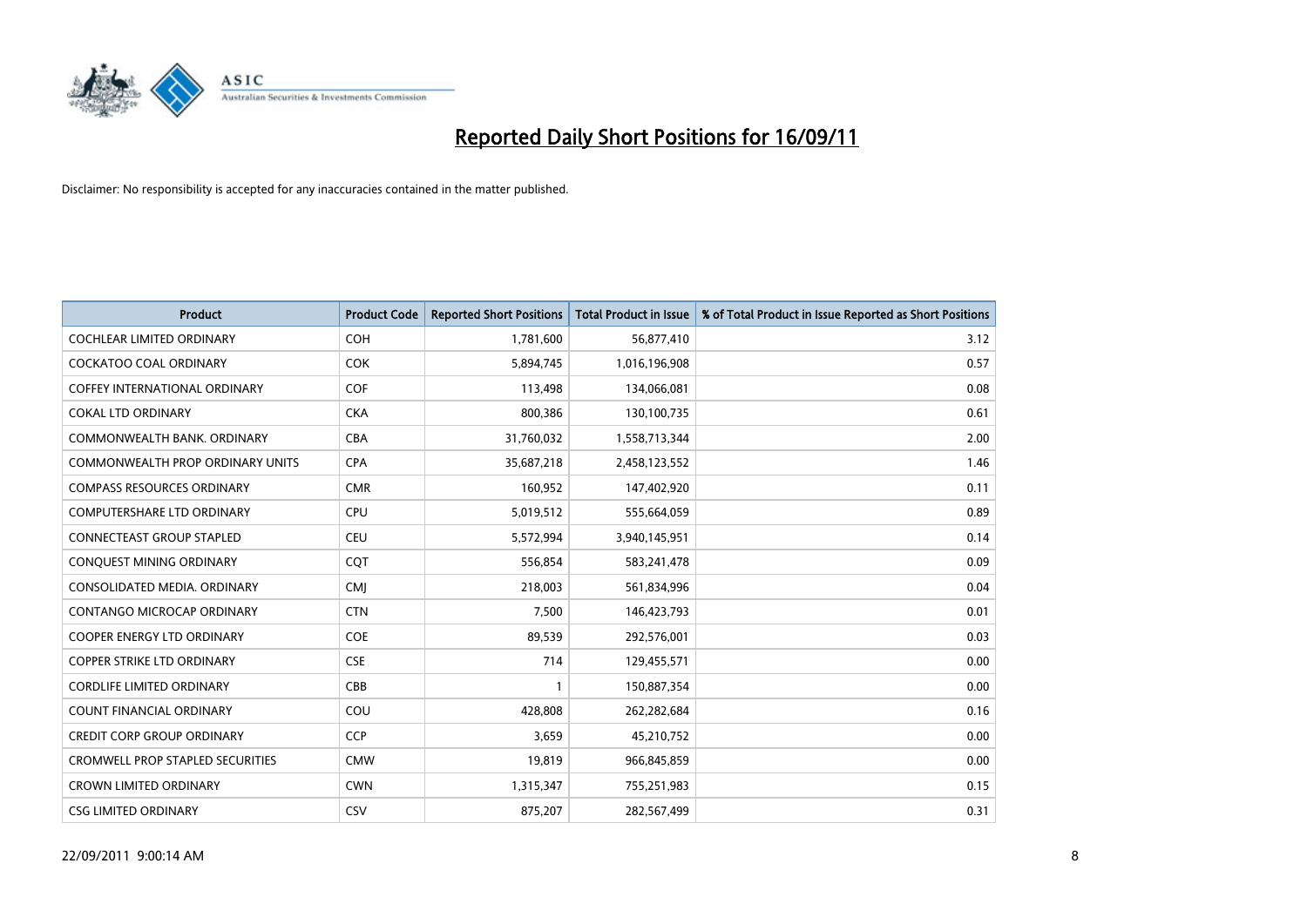# Reported Daily Short Positions for 16/09/11

Disclaimer: No responsibility is accepted for any inaccuracies contained in the matter published.

| Product | Product Code | Reported Short Positions | Total Product in Issue | % of Total Product in Issue Reported as Short Positions |
|---|---|---|---|---|
| COCHLEAR LIMITED ORDINARY | COH | 1,781,600 | 56,877,410 | 3.12 |
| COCKATOO COAL ORDINARY | COK | 5,894,745 | 1,016,196,908 | 0.57 |
| COFFEY INTERNATIONAL ORDINARY | COF | 113,498 | 134,066,081 | 0.08 |
| COKAL LTD ORDINARY | CKA | 800,386 | 130,100,735 | 0.61 |
| COMMONWEALTH BANK. ORDINARY | CBA | 31,760,032 | 1,558,713,344 | 2.00 |
| COMMONWEALTH PROP ORDINARY UNITS | CPA | 35,687,218 | 2,458,123,552 | 1.46 |
| COMPASS RESOURCES ORDINARY | CMR | 160,952 | 147,402,920 | 0.11 |
| COMPUTERSHARE LTD ORDINARY | CPU | 5,019,512 | 555,664,059 | 0.89 |
| CONNECTEAST GROUP STAPLED | CEU | 5,572,994 | 3,940,145,951 | 0.14 |
| CONQUEST MINING ORDINARY | CQT | 556,854 | 583,241,478 | 0.09 |
| CONSOLIDATED MEDIA. ORDINARY | CMJ | 218,003 | 561,834,996 | 0.04 |
| CONTANGO MICROCAP ORDINARY | CTN | 7,500 | 146,423,793 | 0.01 |
| COOPER ENERGY LTD ORDINARY | COE | 89,539 | 292,576,001 | 0.03 |
| COPPER STRIKE LTD ORDINARY | CSE | 714 | 129,455,571 | 0.00 |
| CORDLIFE LIMITED ORDINARY | CBB | 1 | 150,887,354 | 0.00 |
| COUNT FINANCIAL ORDINARY | COU | 428,808 | 262,282,684 | 0.16 |
| CREDIT CORP GROUP ORDINARY | CCP | 3,659 | 45,210,752 | 0.00 |
| CROMWELL PROP STAPLED SECURITIES | CMW | 19,819 | 966,845,859 | 0.00 |
| CROWN LIMITED ORDINARY | CWN | 1,315,347 | 755,251,983 | 0.15 |
| CSG LIMITED ORDINARY | CSV | 875,207 | 282,567,499 | 0.31 |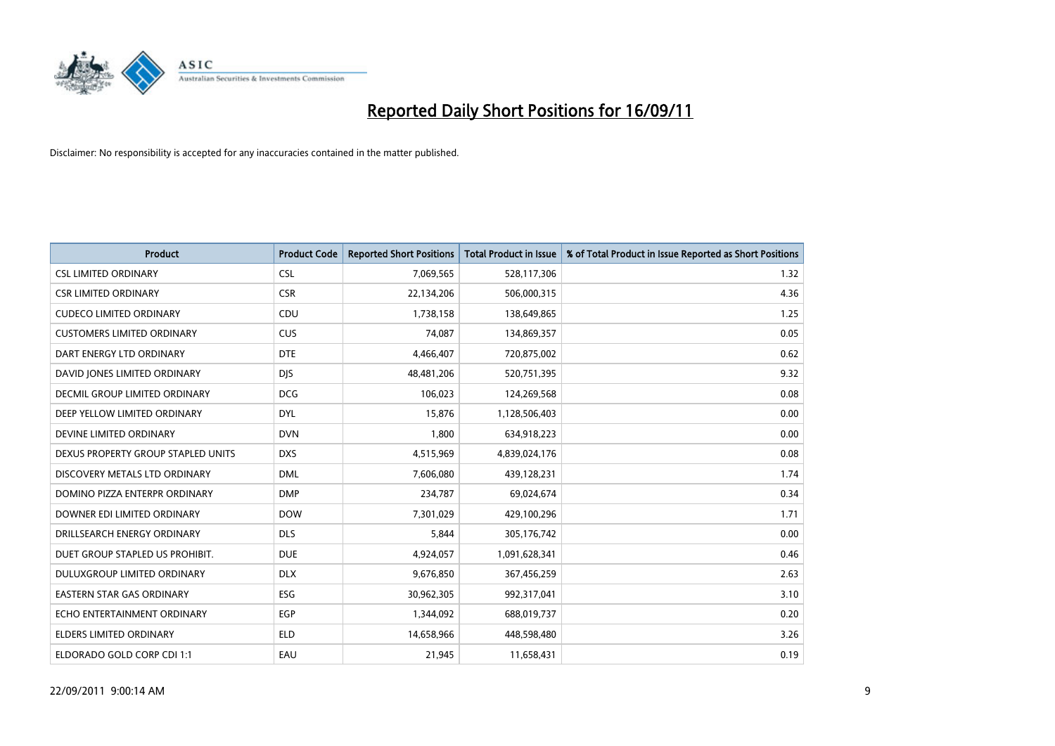# Reported Daily Short Positions for 16/09/11

Disclaimer: No responsibility is accepted for any inaccuracies contained in the matter published.

| Product | Product Code | Reported Short Positions | Total Product in Issue | % of Total Product in Issue Reported as Short Positions |
|---|---|---|---|---|
| CSL LIMITED ORDINARY | CSL | 7,069,565 | 528,117,306 | 1.32 |
| CSR LIMITED ORDINARY | CSR | 22,134,206 | 506,000,315 | 4.36 |
| CUDECO LIMITED ORDINARY | CDU | 1,738,158 | 138,649,865 | 1.25 |
| CUSTOMERS LIMITED ORDINARY | CUS | 74,087 | 134,869,357 | 0.05 |
| DART ENERGY LTD ORDINARY | DTE | 4,466,407 | 720,875,002 | 0.62 |
| DAVID JONES LIMITED ORDINARY | DJS | 48,481,206 | 520,751,395 | 9.32 |
| DECMIL GROUP LIMITED ORDINARY | DCG | 106,023 | 124,269,568 | 0.08 |
| DEEP YELLOW LIMITED ORDINARY | DYL | 15,876 | 1,128,506,403 | 0.00 |
| DEVINE LIMITED ORDINARY | DVN | 1,800 | 634,918,223 | 0.00 |
| DEXUS PROPERTY GROUP STAPLED UNITS | DXS | 4,515,969 | 4,839,024,176 | 0.08 |
| DISCOVERY METALS LTD ORDINARY | DML | 7,606,080 | 439,128,231 | 1.74 |
| DOMINO PIZZA ENTERPR ORDINARY | DMP | 234,787 | 69,024,674 | 0.34 |
| DOWNER EDI LIMITED ORDINARY | DOW | 7,301,029 | 429,100,296 | 1.71 |
| DRILLSEARCH ENERGY ORDINARY | DLS | 5,844 | 305,176,742 | 0.00 |
| DUET GROUP STAPLED US PROHIBIT. | DUE | 4,924,057 | 1,091,628,341 | 0.46 |
| DULUXGROUP LIMITED ORDINARY | DLX | 9,676,850 | 367,456,259 | 2.63 |
| EASTERN STAR GAS ORDINARY | ESG | 30,962,305 | 992,317,041 | 3.10 |
| ECHO ENTERTAINMENT ORDINARY | EGP | 1,344,092 | 688,019,737 | 0.20 |
| ELDERS LIMITED ORDINARY | ELD | 14,658,966 | 448,598,480 | 3.26 |
| ELDORADO GOLD CORP CDI 1:1 | EAU | 21,945 | 11,658,431 | 0.19 |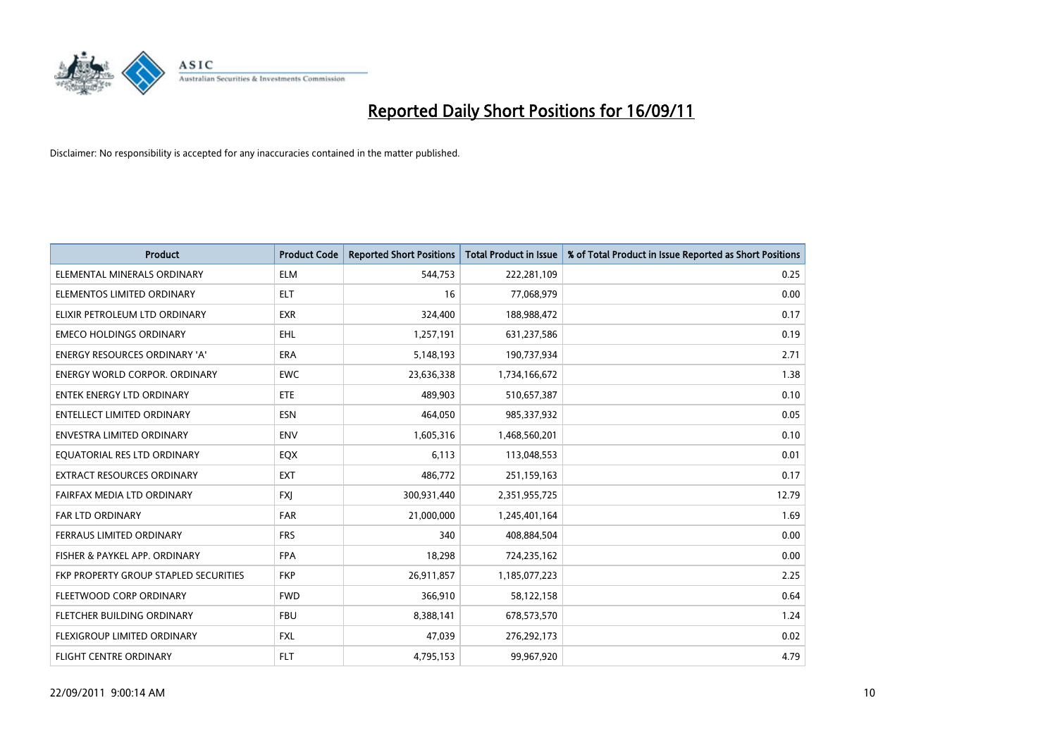# Reported Daily Short Positions for 16/09/11

Disclaimer: No responsibility is accepted for any inaccuracies contained in the matter published.

| Product | Product Code | Reported Short Positions | Total Product in Issue | % of Total Product in Issue Reported as Short Positions |
|---|---|---|---|---|
| ELEMENTAL MINERALS ORDINARY | ELM | 544,753 | 222,281,109 | 0.25 |
| ELEMENTOS LIMITED ORDINARY | ELT | 16 | 77,068,979 | 0.00 |
| ELIXIR PETROLEUM LTD ORDINARY | EXR | 324,400 | 188,988,472 | 0.17 |
| EMECO HOLDINGS ORDINARY | EHL | 1,257,191 | 631,237,586 | 0.19 |
| ENERGY RESOURCES ORDINARY 'A' | ERA | 5,148,193 | 190,737,934 | 2.71 |
| ENERGY WORLD CORPOR. ORDINARY | EWC | 23,636,338 | 1,734,166,672 | 1.38 |
| ENTEK ENERGY LTD ORDINARY | ETE | 489,903 | 510,657,387 | 0.10 |
| ENTELLECT LIMITED ORDINARY | ESN | 464,050 | 985,337,932 | 0.05 |
| ENVESTRA LIMITED ORDINARY | ENV | 1,605,316 | 1,468,560,201 | 0.10 |
| EQUATORIAL RES LTD ORDINARY | EQX | 6,113 | 113,048,553 | 0.01 |
| EXTRACT RESOURCES ORDINARY | EXT | 486,772 | 251,159,163 | 0.17 |
| FAIRFAX MEDIA LTD ORDINARY | FXJ | 300,931,440 | 2,351,955,725 | 12.79 |
| FAR LTD ORDINARY | FAR | 21,000,000 | 1,245,401,164 | 1.69 |
| FERRAUS LIMITED ORDINARY | FRS | 340 | 408,884,504 | 0.00 |
| FISHER & PAYKEL APP. ORDINARY | FPA | 18,298 | 724,235,162 | 0.00 |
| FKP PROPERTY GROUP STAPLED SECURITIES | FKP | 26,911,857 | 1,185,077,223 | 2.25 |
| FLEETWOOD CORP ORDINARY | FWD | 366,910 | 58,122,158 | 0.64 |
| FLETCHER BUILDING ORDINARY | FBU | 8,388,141 | 678,573,570 | 1.24 |
| FLEXIGROUP LIMITED ORDINARY | FXL | 47,039 | 276,292,173 | 0.02 |
| FLIGHT CENTRE ORDINARY | FLT | 4,795,153 | 99,967,920 | 4.79 |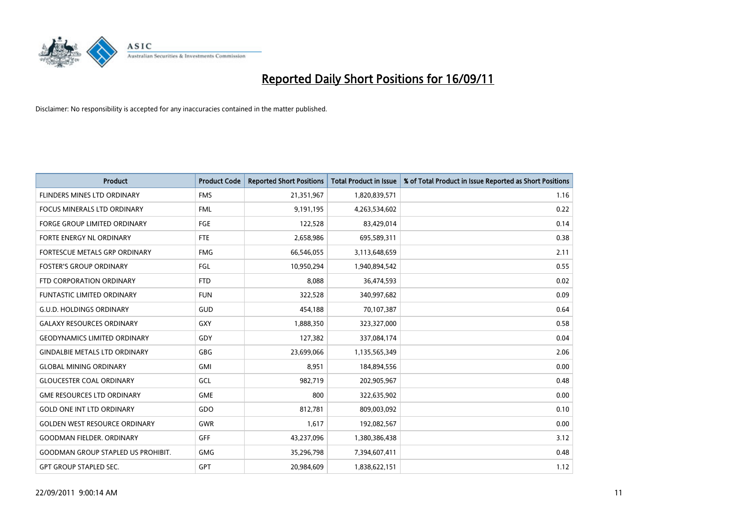# Reported Daily Short Positions for 16/09/11

Disclaimer: No responsibility is accepted for any inaccuracies contained in the matter published.

| Product | Product Code | Reported Short Positions | Total Product in Issue | % of Total Product in Issue Reported as Short Positions |
|---|---|---|---|---|
| FLINDERS MINES LTD ORDINARY | FMS | 21,351,967 | 1,820,839,571 | 1.16 |
| FOCUS MINERALS LTD ORDINARY | FML | 9,191,195 | 4,263,534,602 | 0.22 |
| FORGE GROUP LIMITED ORDINARY | FGE | 122,528 | 83,429,014 | 0.14 |
| FORTE ENERGY NL ORDINARY | FTE | 2,658,986 | 695,589,311 | 0.38 |
| FORTESCUE METALS GRP ORDINARY | FMG | 66,546,055 | 3,113,648,659 | 2.11 |
| FOSTER'S GROUP ORDINARY | FGL | 10,950,294 | 1,940,894,542 | 0.55 |
| FTD CORPORATION ORDINARY | FTD | 8,088 | 36,474,593 | 0.02 |
| FUNTASTIC LIMITED ORDINARY | FUN | 322,528 | 340,997,682 | 0.09 |
| G.U.D. HOLDINGS ORDINARY | GUD | 454,188 | 70,107,387 | 0.64 |
| GALAXY RESOURCES ORDINARY | GXY | 1,888,350 | 323,327,000 | 0.58 |
| GEODYNAMICS LIMITED ORDINARY | GDY | 127,382 | 337,084,174 | 0.04 |
| GINDALBIE METALS LTD ORDINARY | GBG | 23,699,066 | 1,135,565,349 | 2.06 |
| GLOBAL MINING ORDINARY | GMI | 8,951 | 184,894,556 | 0.00 |
| GLOUCESTER COAL ORDINARY | GCL | 982,719 | 202,905,967 | 0.48 |
| GME RESOURCES LTD ORDINARY | GME | 800 | 322,635,902 | 0.00 |
| GOLD ONE INT LTD ORDINARY | GDO | 812,781 | 809,003,092 | 0.10 |
| GOLDEN WEST RESOURCE ORDINARY | GWR | 1,617 | 192,082,567 | 0.00 |
| GOODMAN FIELDER. ORDINARY | GFF | 43,237,096 | 1,380,386,438 | 3.12 |
| GOODMAN GROUP STAPLED US PROHIBIT. | GMG | 35,296,798 | 7,394,607,411 | 0.48 |
| GPT GROUP STAPLED SEC. | GPT | 20,984,609 | 1,838,622,151 | 1.12 |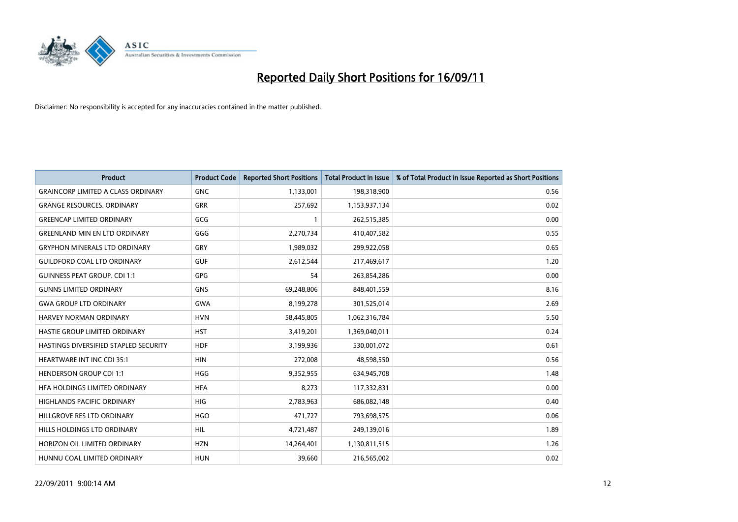# Reported Daily Short Positions for 16/09/11

Disclaimer: No responsibility is accepted for any inaccuracies contained in the matter published.

| Product | Product Code | Reported Short Positions | Total Product in Issue | % of Total Product in Issue Reported as Short Positions |
|---|---|---|---|---|
| GRAINCORP LIMITED A CLASS ORDINARY | GNC | 1,133,001 | 198,318,900 | 0.56 |
| GRANGE RESOURCES. ORDINARY | GRR | 257,692 | 1,153,937,134 | 0.02 |
| GREENCAP LIMITED ORDINARY | GCG | 1 | 262,515,385 | 0.00 |
| GREENLAND MIN EN LTD ORDINARY | GGG | 2,270,734 | 410,407,582 | 0.55 |
| GRYPHON MINERALS LTD ORDINARY | GRY | 1,989,032 | 299,922,058 | 0.65 |
| GUILDFORD COAL LTD ORDINARY | GUF | 2,612,544 | 217,469,617 | 1.20 |
| GUINNESS PEAT GROUP. CDI 1:1 | GPG | 54 | 263,854,286 | 0.00 |
| GUNNS LIMITED ORDINARY | GNS | 69,248,806 | 848,401,559 | 8.16 |
| GWA GROUP LTD ORDINARY | GWA | 8,199,278 | 301,525,014 | 2.69 |
| HARVEY NORMAN ORDINARY | HVN | 58,445,805 | 1,062,316,784 | 5.50 |
| HASTIE GROUP LIMITED ORDINARY | HST | 3,419,201 | 1,369,040,011 | 0.24 |
| HASTINGS DIVERSIFIED STAPLED SECURITY | HDF | 3,199,936 | 530,001,072 | 0.61 |
| HEARTWARE INT INC CDI 35:1 | HIN | 272,008 | 48,598,550 | 0.56 |
| HENDERSON GROUP CDI 1:1 | HGG | 9,352,955 | 634,945,708 | 1.48 |
| HFA HOLDINGS LIMITED ORDINARY | HFA | 8,273 | 117,332,831 | 0.00 |
| HIGHLANDS PACIFIC ORDINARY | HIG | 2,783,963 | 686,082,148 | 0.40 |
| HILLGROVE RES LTD ORDINARY | HGO | 471,727 | 793,698,575 | 0.06 |
| HILLS HOLDINGS LTD ORDINARY | HIL | 4,721,487 | 249,139,016 | 1.89 |
| HORIZON OIL LIMITED ORDINARY | HZN | 14,264,401 | 1,130,811,515 | 1.26 |
| HUNNU COAL LIMITED ORDINARY | HUN | 39,660 | 216,565,002 | 0.02 |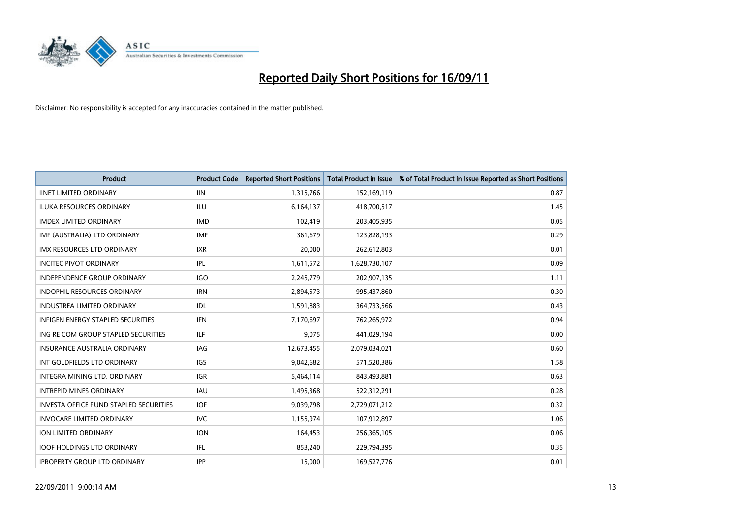# Reported Daily Short Positions for 16/09/11

Disclaimer: No responsibility is accepted for any inaccuracies contained in the matter published.

| Product | Product Code | Reported Short Positions | Total Product in Issue | % of Total Product in Issue Reported as Short Positions |
|---|---|---|---|---|
| IINET LIMITED ORDINARY | IIN | 1,315,766 | 152,169,119 | 0.87 |
| ILUKA RESOURCES ORDINARY | ILU | 6,164,137 | 418,700,517 | 1.45 |
| IMDEX LIMITED ORDINARY | IMD | 102,419 | 203,405,935 | 0.05 |
| IMF (AUSTRALIA) LTD ORDINARY | IMF | 361,679 | 123,828,193 | 0.29 |
| IMX RESOURCES LTD ORDINARY | IXR | 20,000 | 262,612,803 | 0.01 |
| INCITEC PIVOT ORDINARY | IPL | 1,611,572 | 1,628,730,107 | 0.09 |
| INDEPENDENCE GROUP ORDINARY | IGO | 2,245,779 | 202,907,135 | 1.11 |
| INDOPHIL RESOURCES ORDINARY | IRN | 2,894,573 | 995,437,860 | 0.30 |
| INDUSTREA LIMITED ORDINARY | IDL | 1,591,883 | 364,733,566 | 0.43 |
| INFIGEN ENERGY STAPLED SECURITIES | IFN | 7,170,697 | 762,265,972 | 0.94 |
| ING RE COM GROUP STAPLED SECURITIES | ILF | 9,075 | 441,029,194 | 0.00 |
| INSURANCE AUSTRALIA ORDINARY | IAG | 12,673,455 | 2,079,034,021 | 0.60 |
| INT GOLDFIELDS LTD ORDINARY | IGS | 9,042,682 | 571,520,386 | 1.58 |
| INTEGRA MINING LTD. ORDINARY | IGR | 5,464,114 | 843,493,881 | 0.63 |
| INTREPID MINES ORDINARY | IAU | 1,495,368 | 522,312,291 | 0.28 |
| INVESTA OFFICE FUND STAPLED SECURITIES | IOF | 9,039,798 | 2,729,071,212 | 0.32 |
| INVOCARE LIMITED ORDINARY | IVC | 1,155,974 | 107,912,897 | 1.06 |
| ION LIMITED ORDINARY | ION | 164,453 | 256,365,105 | 0.06 |
| IOOF HOLDINGS LTD ORDINARY | IFL | 853,240 | 229,794,395 | 0.35 |
| IPROPERTY GROUP LTD ORDINARY | IPP | 15,000 | 169,527,776 | 0.01 |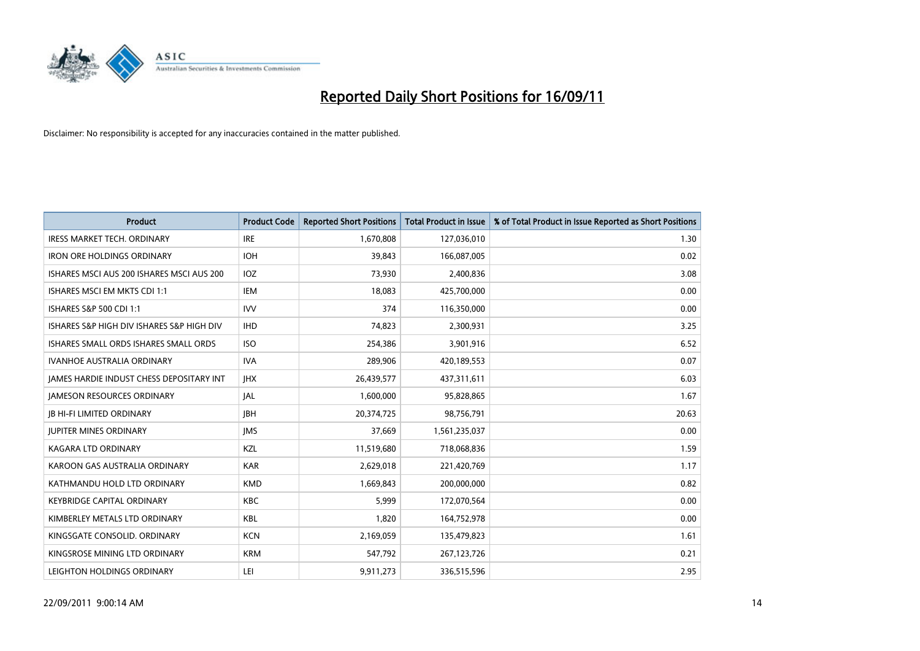# Reported Daily Short Positions for 16/09/11

Disclaimer: No responsibility is accepted for any inaccuracies contained in the matter published.

| Product | Product Code | Reported Short Positions | Total Product in Issue | % of Total Product in Issue Reported as Short Positions |
|---|---|---|---|---|
| IRESS MARKET TECH. ORDINARY | IRE | 1,670,808 | 127,036,010 | 1.30 |
| IRON ORE HOLDINGS ORDINARY | IOH | 39,843 | 166,087,005 | 0.02 |
| ISHARES MSCI AUS 200 ISHARES MSCI AUS 200 | IOZ | 73,930 | 2,400,836 | 3.08 |
| ISHARES MSCI EM MKTS CDI 1:1 | IEM | 18,083 | 425,700,000 | 0.00 |
| ISHARES S&P 500 CDI 1:1 | IVV | 374 | 116,350,000 | 0.00 |
| ISHARES S&P HIGH DIV ISHARES S&P HIGH DIV | IHD | 74,823 | 2,300,931 | 3.25 |
| ISHARES SMALL ORDS ISHARES SMALL ORDS | ISO | 254,386 | 3,901,916 | 6.52 |
| IVANHOE AUSTRALIA ORDINARY | IVA | 289,906 | 420,189,553 | 0.07 |
| JAMES HARDIE INDUST CHESS DEPOSITARY INT | JHX | 26,439,577 | 437,311,611 | 6.03 |
| JAMESON RESOURCES ORDINARY | JAL | 1,600,000 | 95,828,865 | 1.67 |
| JB HI-FI LIMITED ORDINARY | JBH | 20,374,725 | 98,756,791 | 20.63 |
| JUPITER MINES ORDINARY | JMS | 37,669 | 1,561,235,037 | 0.00 |
| KAGARA LTD ORDINARY | KZL | 11,519,680 | 718,068,836 | 1.59 |
| KAROON GAS AUSTRALIA ORDINARY | KAR | 2,629,018 | 221,420,769 | 1.17 |
| KATHMANDU HOLD LTD ORDINARY | KMD | 1,669,843 | 200,000,000 | 0.82 |
| KEYBRIDGE CAPITAL ORDINARY | KBC | 5,999 | 172,070,564 | 0.00 |
| KIMBERLEY METALS LTD ORDINARY | KBL | 1,820 | 164,752,978 | 0.00 |
| KINGSGATE CONSOLID. ORDINARY | KCN | 2,169,059 | 135,479,823 | 1.61 |
| KINGSROSE MINING LTD ORDINARY | KRM | 547,792 | 267,123,726 | 0.21 |
| LEIGHTON HOLDINGS ORDINARY | LEI | 9,911,273 | 336,515,596 | 2.95 |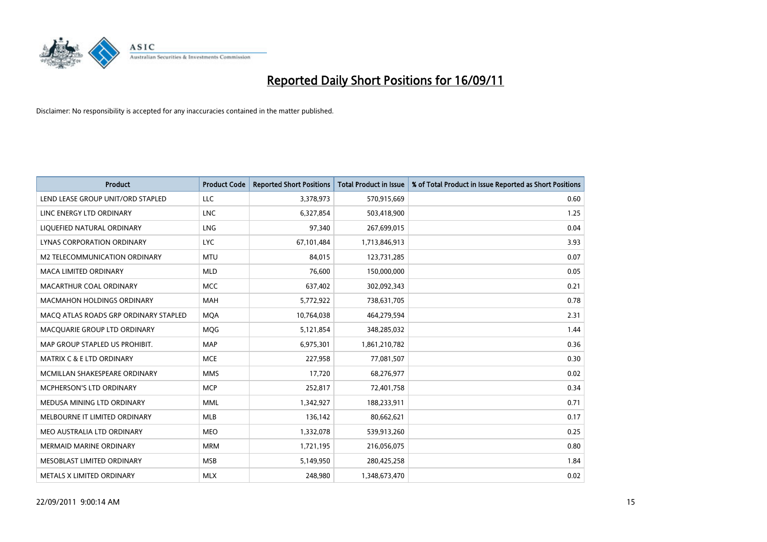# Reported Daily Short Positions for 16/09/11

Disclaimer: No responsibility is accepted for any inaccuracies contained in the matter published.

| Product | Product Code | Reported Short Positions | Total Product in Issue | % of Total Product in Issue Reported as Short Positions |
|---|---|---|---|---|
| LEND LEASE GROUP UNIT/ORD STAPLED | LLC | 3,378,973 | 570,915,669 | 0.60 |
| LINC ENERGY LTD ORDINARY | LNC | 6,327,854 | 503,418,900 | 1.25 |
| LIQUEFIED NATURAL ORDINARY | LNG | 97,340 | 267,699,015 | 0.04 |
| LYNAS CORPORATION ORDINARY | LYC | 67,101,484 | 1,713,846,913 | 3.93 |
| M2 TELECOMMUNICATION ORDINARY | MTU | 84,015 | 123,731,285 | 0.07 |
| MACA LIMITED ORDINARY | MLD | 76,600 | 150,000,000 | 0.05 |
| MACARTHUR COAL ORDINARY | MCC | 637,402 | 302,092,343 | 0.21 |
| MACMAHON HOLDINGS ORDINARY | MAH | 5,772,922 | 738,631,705 | 0.78 |
| MACQ ATLAS ROADS GRP ORDINARY STAPLED | MQA | 10,764,038 | 464,279,594 | 2.31 |
| MACQUARIE GROUP LTD ORDINARY | MQG | 5,121,854 | 348,285,032 | 1.44 |
| MAP GROUP STAPLED US PROHIBIT. | MAP | 6,975,301 | 1,861,210,782 | 0.36 |
| MATRIX C & E LTD ORDINARY | MCE | 227,958 | 77,081,507 | 0.30 |
| MCMILLAN SHAKESPEARE ORDINARY | MMS | 17,720 | 68,276,977 | 0.02 |
| MCPHERSON'S LTD ORDINARY | MCP | 252,817 | 72,401,758 | 0.34 |
| MEDUSA MINING LTD ORDINARY | MML | 1,342,927 | 188,233,911 | 0.71 |
| MELBOURNE IT LIMITED ORDINARY | MLB | 136,142 | 80,662,621 | 0.17 |
| MEO AUSTRALIA LTD ORDINARY | MEO | 1,332,078 | 539,913,260 | 0.25 |
| MERMAID MARINE ORDINARY | MRM | 1,721,195 | 216,056,075 | 0.80 |
| MESOBLAST LIMITED ORDINARY | MSB | 5,149,950 | 280,425,258 | 1.84 |
| METALS X LIMITED ORDINARY | MLX | 248,980 | 1,348,673,470 | 0.02 |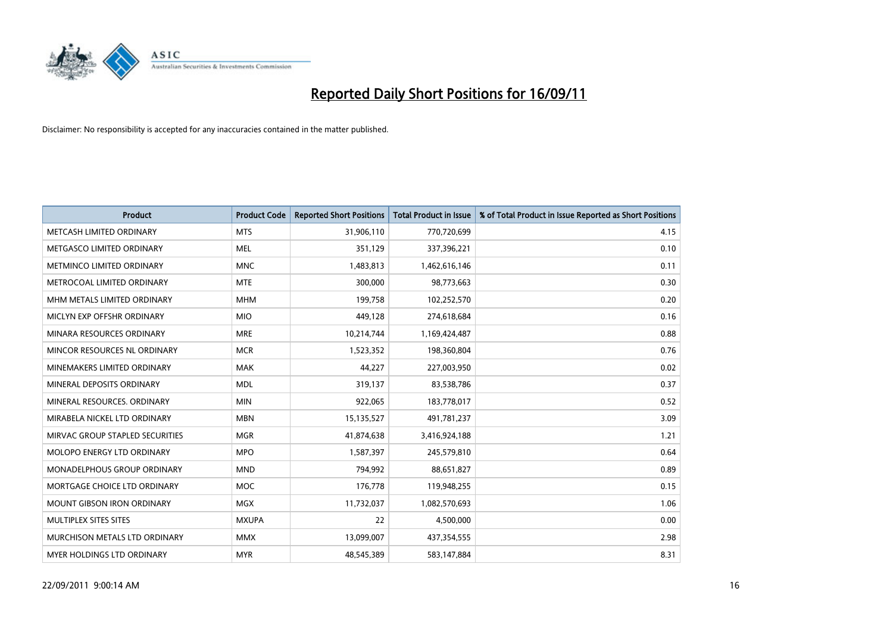# Reported Daily Short Positions for 16/09/11

Disclaimer: No responsibility is accepted for any inaccuracies contained in the matter published.

| Product | Product Code | Reported Short Positions | Total Product in Issue | % of Total Product in Issue Reported as Short Positions |
|---|---|---|---|---|
| METCASH LIMITED ORDINARY | MTS | 31,906,110 | 770,720,699 | 4.15 |
| METGASCO LIMITED ORDINARY | MEL | 351,129 | 337,396,221 | 0.10 |
| METMINCO LIMITED ORDINARY | MNC | 1,483,813 | 1,462,616,146 | 0.11 |
| METROCOAL LIMITED ORDINARY | MTE | 300,000 | 98,773,663 | 0.30 |
| MHM METALS LIMITED ORDINARY | MHM | 199,758 | 102,252,570 | 0.20 |
| MICLYN EXP OFFSHR ORDINARY | MIO | 449,128 | 274,618,684 | 0.16 |
| MINARA RESOURCES ORDINARY | MRE | 10,214,744 | 1,169,424,487 | 0.88 |
| MINCOR RESOURCES NL ORDINARY | MCR | 1,523,352 | 198,360,804 | 0.76 |
| MINEMAKERS LIMITED ORDINARY | MAK | 44,227 | 227,003,950 | 0.02 |
| MINERAL DEPOSITS ORDINARY | MDL | 319,137 | 83,538,786 | 0.37 |
| MINERAL RESOURCES. ORDINARY | MIN | 922,065 | 183,778,017 | 0.52 |
| MIRABELA NICKEL LTD ORDINARY | MBN | 15,135,527 | 491,781,237 | 3.09 |
| MIRVAC GROUP STAPLED SECURITIES | MGR | 41,874,638 | 3,416,924,188 | 1.21 |
| MOLOPO ENERGY LTD ORDINARY | MPO | 1,587,397 | 245,579,810 | 0.64 |
| MONADELPHOUS GROUP ORDINARY | MND | 794,992 | 88,651,827 | 0.89 |
| MORTGAGE CHOICE LTD ORDINARY | MOC | 176,778 | 119,948,255 | 0.15 |
| MOUNT GIBSON IRON ORDINARY | MGX | 11,732,037 | 1,082,570,693 | 1.06 |
| MULTIPLEX SITES SITES | MXUPA | 22 | 4,500,000 | 0.00 |
| MURCHISON METALS LTD ORDINARY | MMX | 13,099,007 | 437,354,555 | 2.98 |
| MYER HOLDINGS LTD ORDINARY | MYR | 48,545,389 | 583,147,884 | 8.31 |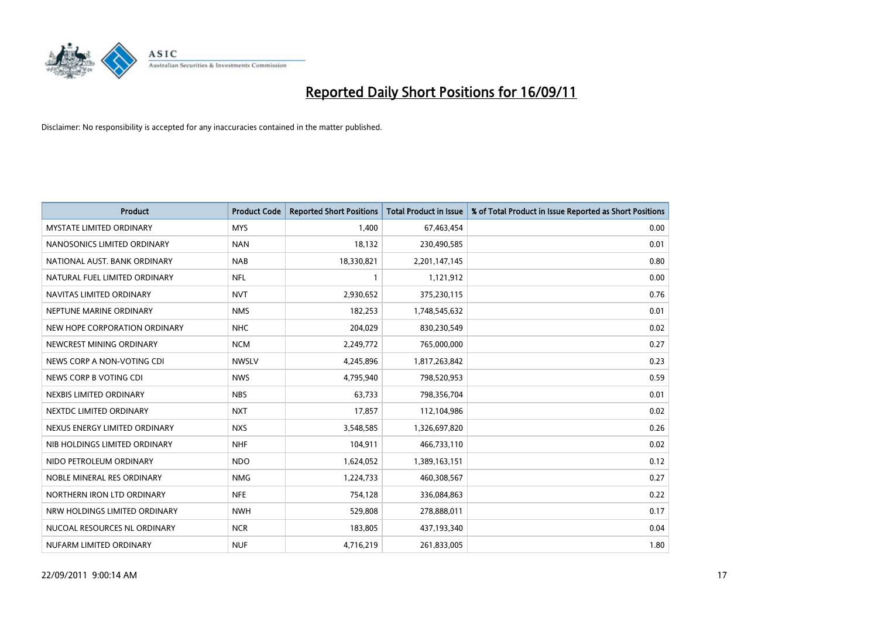# Reported Daily Short Positions for 16/09/11

Disclaimer: No responsibility is accepted for any inaccuracies contained in the matter published.

| Product | Product Code | Reported Short Positions | Total Product in Issue | % of Total Product in Issue Reported as Short Positions |
|---|---|---|---|---|
| MYSTATE LIMITED ORDINARY | MYS | 1,400 | 67,463,454 | 0.00 |
| NANOSONICS LIMITED ORDINARY | NAN | 18,132 | 230,490,585 | 0.01 |
| NATIONAL AUST. BANK ORDINARY | NAB | 18,330,821 | 2,201,147,145 | 0.80 |
| NATURAL FUEL LIMITED ORDINARY | NFL | 1 | 1,121,912 | 0.00 |
| NAVITAS LIMITED ORDINARY | NVT | 2,930,652 | 375,230,115 | 0.76 |
| NEPTUNE MARINE ORDINARY | NMS | 182,253 | 1,748,545,632 | 0.01 |
| NEW HOPE CORPORATION ORDINARY | NHC | 204,029 | 830,230,549 | 0.02 |
| NEWCREST MINING ORDINARY | NCM | 2,249,772 | 765,000,000 | 0.27 |
| NEWS CORP A NON-VOTING CDI | NWSLV | 4,245,896 | 1,817,263,842 | 0.23 |
| NEWS CORP B VOTING CDI | NWS | 4,795,940 | 798,520,953 | 0.59 |
| NEXBIS LIMITED ORDINARY | NBS | 63,733 | 798,356,704 | 0.01 |
| NEXTDC LIMITED ORDINARY | NXT | 17,857 | 112,104,986 | 0.02 |
| NEXUS ENERGY LIMITED ORDINARY | NXS | 3,548,585 | 1,326,697,820 | 0.26 |
| NIB HOLDINGS LIMITED ORDINARY | NHF | 104,911 | 466,733,110 | 0.02 |
| NIDO PETROLEUM ORDINARY | NDO | 1,624,052 | 1,389,163,151 | 0.12 |
| NOBLE MINERAL RES ORDINARY | NMG | 1,224,733 | 460,308,567 | 0.27 |
| NORTHERN IRON LTD ORDINARY | NFE | 754,128 | 336,084,863 | 0.22 |
| NRW HOLDINGS LIMITED ORDINARY | NWH | 529,808 | 278,888,011 | 0.17 |
| NUCOAL RESOURCES NL ORDINARY | NCR | 183,805 | 437,193,340 | 0.04 |
| NUFARM LIMITED ORDINARY | NUF | 4,716,219 | 261,833,005 | 1.80 |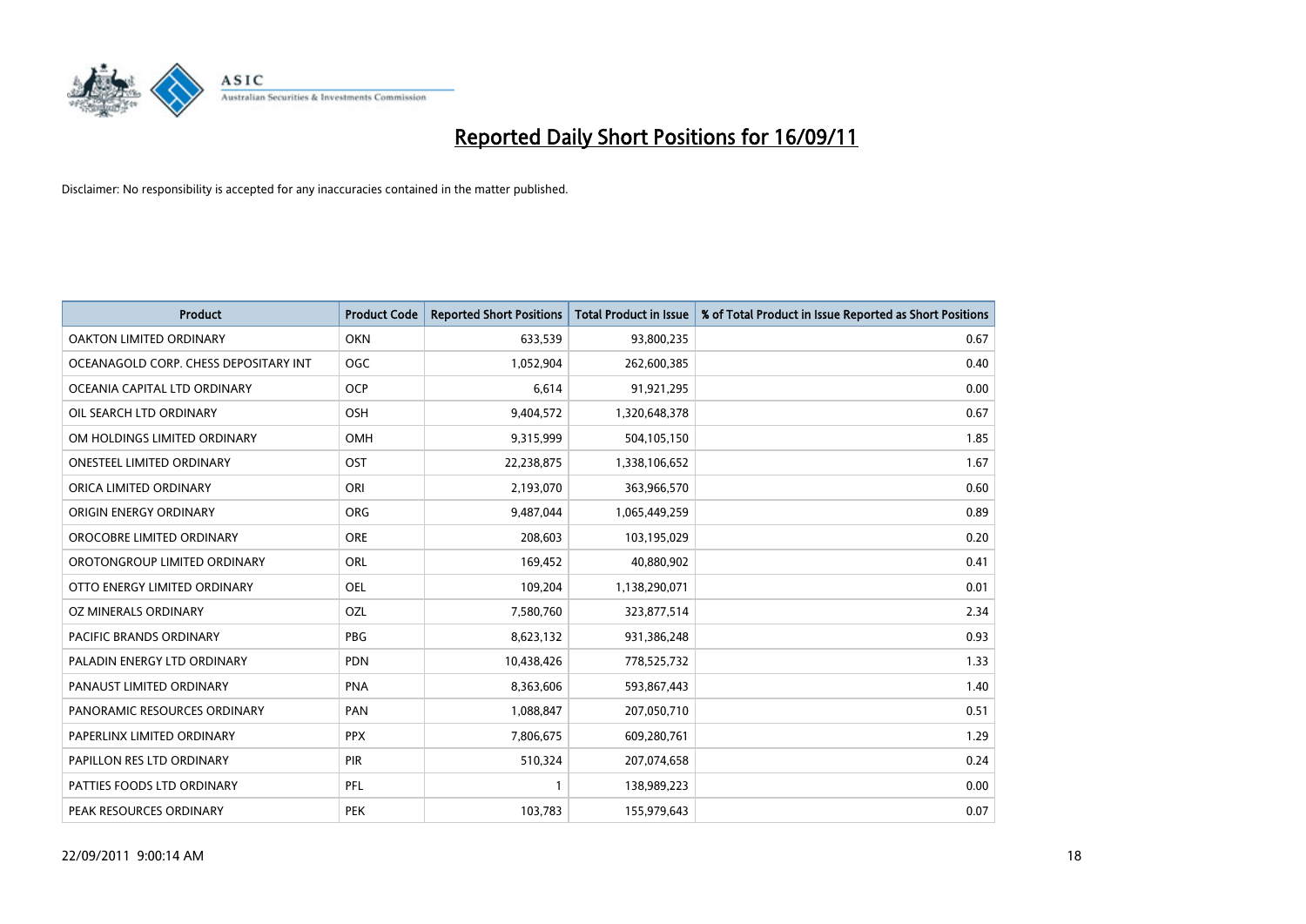# Reported Daily Short Positions for 16/09/11

Disclaimer: No responsibility is accepted for any inaccuracies contained in the matter published.

| Product | Product Code | Reported Short Positions | Total Product in Issue | % of Total Product in Issue Reported as Short Positions |
|---|---|---|---|---|
| OAKTON LIMITED ORDINARY | OKN | 633,539 | 93,800,235 | 0.67 |
| OCEANAGOLD CORP. CHESS DEPOSITARY INT | OGC | 1,052,904 | 262,600,385 | 0.40 |
| OCEANIA CAPITAL LTD ORDINARY | OCP | 6,614 | 91,921,295 | 0.00 |
| OIL SEARCH LTD ORDINARY | OSH | 9,404,572 | 1,320,648,378 | 0.67 |
| OM HOLDINGS LIMITED ORDINARY | OMH | 9,315,999 | 504,105,150 | 1.85 |
| ONESTEEL LIMITED ORDINARY | OST | 22,238,875 | 1,338,106,652 | 1.67 |
| ORICA LIMITED ORDINARY | ORI | 2,193,070 | 363,966,570 | 0.60 |
| ORIGIN ENERGY ORDINARY | ORG | 9,487,044 | 1,065,449,259 | 0.89 |
| OROCOBRE LIMITED ORDINARY | ORE | 208,603 | 103,195,029 | 0.20 |
| OROTONGROUP LIMITED ORDINARY | ORL | 169,452 | 40,880,902 | 0.41 |
| OTTO ENERGY LIMITED ORDINARY | OEL | 109,204 | 1,138,290,071 | 0.01 |
| OZ MINERALS ORDINARY | OZL | 7,580,760 | 323,877,514 | 2.34 |
| PACIFIC BRANDS ORDINARY | PBG | 8,623,132 | 931,386,248 | 0.93 |
| PALADIN ENERGY LTD ORDINARY | PDN | 10,438,426 | 778,525,732 | 1.33 |
| PANAUST LIMITED ORDINARY | PNA | 8,363,606 | 593,867,443 | 1.40 |
| PANORAMIC RESOURCES ORDINARY | PAN | 1,088,847 | 207,050,710 | 0.51 |
| PAPERLINX LIMITED ORDINARY | PPX | 7,806,675 | 609,280,761 | 1.29 |
| PAPILLON RES LTD ORDINARY | PIR | 510,324 | 207,074,658 | 0.24 |
| PATTIES FOODS LTD ORDINARY | PFL | 1 | 138,989,223 | 0.00 |
| PEAK RESOURCES ORDINARY | PEK | 103,783 | 155,979,643 | 0.07 |

22/09/2011 9:00:14 AM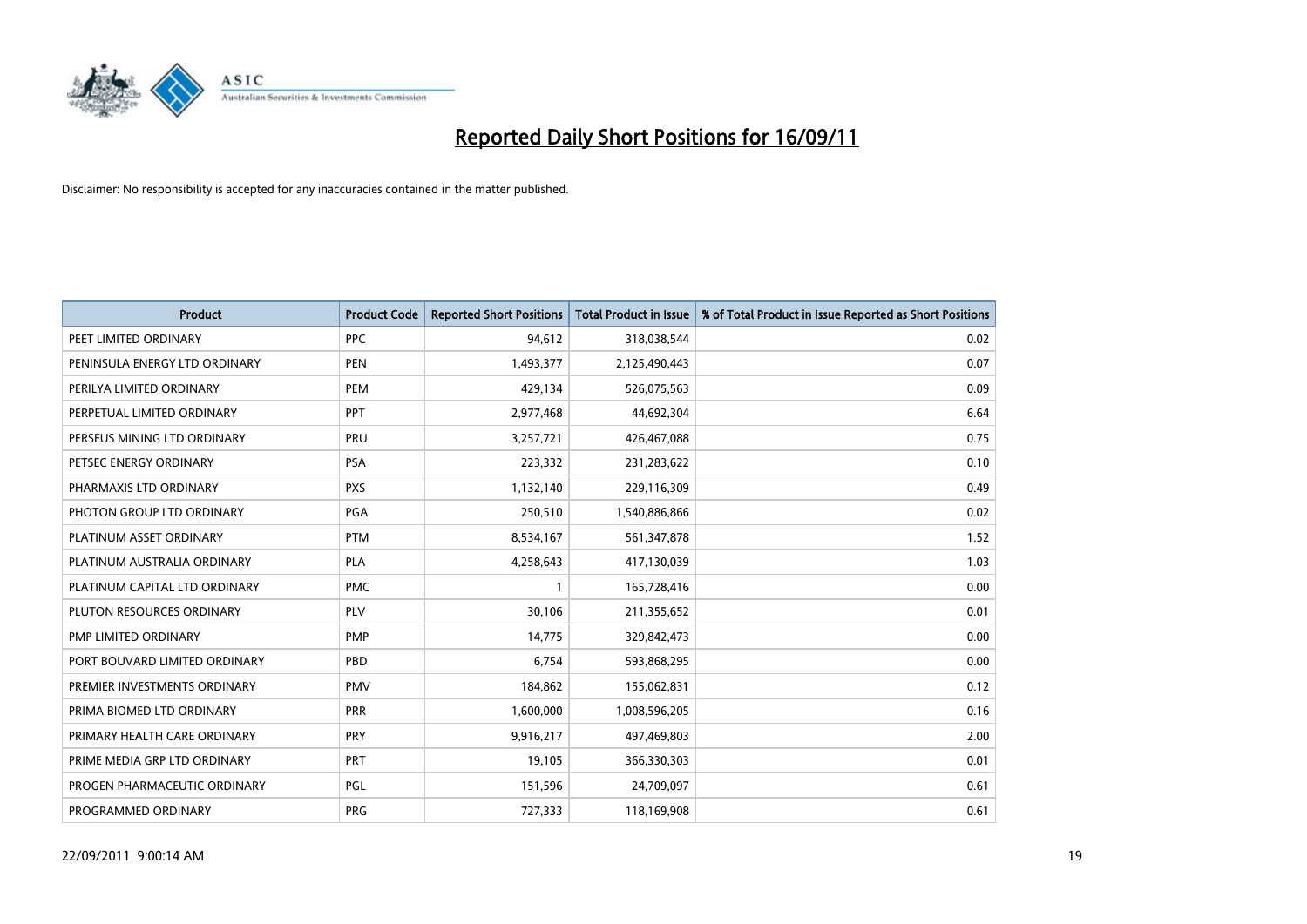# Reported Daily Short Positions for 16/09/11

Disclaimer: No responsibility is accepted for any inaccuracies contained in the matter published.

| Product | Product Code | Reported Short Positions | Total Product in Issue | % of Total Product in Issue Reported as Short Positions |
|---|---|---|---|---|
| PEET LIMITED ORDINARY | PPC | 94,612 | 318,038,544 | 0.02 |
| PENINSULA ENERGY LTD ORDINARY | PEN | 1,493,377 | 2,125,490,443 | 0.07 |
| PERILYA LIMITED ORDINARY | PEM | 429,134 | 526,075,563 | 0.09 |
| PERPETUAL LIMITED ORDINARY | PPT | 2,977,468 | 44,692,304 | 6.64 |
| PERSEUS MINING LTD ORDINARY | PRU | 3,257,721 | 426,467,088 | 0.75 |
| PETSEC ENERGY ORDINARY | PSA | 223,332 | 231,283,622 | 0.10 |
| PHARMAXIS LTD ORDINARY | PXS | 1,132,140 | 229,116,309 | 0.49 |
| PHOTON GROUP LTD ORDINARY | PGA | 250,510 | 1,540,886,866 | 0.02 |
| PLATINUM ASSET ORDINARY | PTM | 8,534,167 | 561,347,878 | 1.52 |
| PLATINUM AUSTRALIA ORDINARY | PLA | 4,258,643 | 417,130,039 | 1.03 |
| PLATINUM CAPITAL LTD ORDINARY | PMC | 1 | 165,728,416 | 0.00 |
| PLUTON RESOURCES ORDINARY | PLV | 30,106 | 211,355,652 | 0.01 |
| PMP LIMITED ORDINARY | PMP | 14,775 | 329,842,473 | 0.00 |
| PORT BOUVARD LIMITED ORDINARY | PBD | 6,754 | 593,868,295 | 0.00 |
| PREMIER INVESTMENTS ORDINARY | PMV | 184,862 | 155,062,831 | 0.12 |
| PRIMA BIOMED LTD ORDINARY | PRR | 1,600,000 | 1,008,596,205 | 0.16 |
| PRIMARY HEALTH CARE ORDINARY | PRY | 9,916,217 | 497,469,803 | 2.00 |
| PRIME MEDIA GRP LTD ORDINARY | PRT | 19,105 | 366,330,303 | 0.01 |
| PROGEN PHARMACEUTIC ORDINARY | PGL | 151,596 | 24,709,097 | 0.61 |
| PROGRAMMED ORDINARY | PRG | 727,333 | 118,169,908 | 0.61 |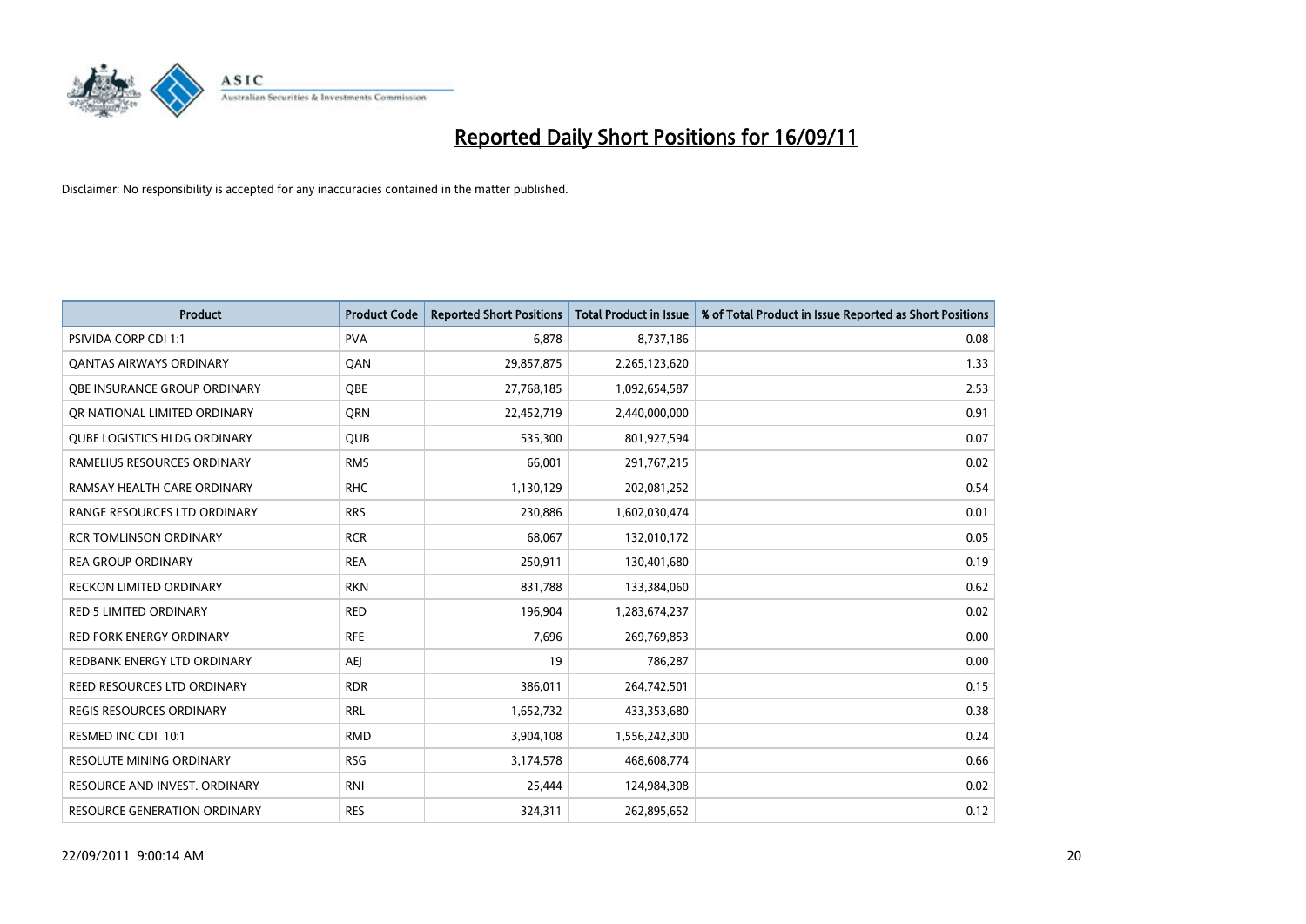# Reported Daily Short Positions for 16/09/11

Disclaimer: No responsibility is accepted for any inaccuracies contained in the matter published.

| Product | Product Code | Reported Short Positions | Total Product in Issue | % of Total Product in Issue Reported as Short Positions |
|---|---|---|---|---|
| PSIVIDA CORP CDI 1:1 | PVA | 6,878 | 8,737,186 | 0.08 |
| QANTAS AIRWAYS ORDINARY | QAN | 29,857,875 | 2,265,123,620 | 1.33 |
| QBE INSURANCE GROUP ORDINARY | QBE | 27,768,185 | 1,092,654,587 | 2.53 |
| QR NATIONAL LIMITED ORDINARY | QRN | 22,452,719 | 2,440,000,000 | 0.91 |
| QUBE LOGISTICS HLDG ORDINARY | QUB | 535,300 | 801,927,594 | 0.07 |
| RAMELIUS RESOURCES ORDINARY | RMS | 66,001 | 291,767,215 | 0.02 |
| RAMSAY HEALTH CARE ORDINARY | RHC | 1,130,129 | 202,081,252 | 0.54 |
| RANGE RESOURCES LTD ORDINARY | RRS | 230,886 | 1,602,030,474 | 0.01 |
| RCR TOMLINSON ORDINARY | RCR | 68,067 | 132,010,172 | 0.05 |
| REA GROUP ORDINARY | REA | 250,911 | 130,401,680 | 0.19 |
| RECKON LIMITED ORDINARY | RKN | 831,788 | 133,384,060 | 0.62 |
| RED 5 LIMITED ORDINARY | RED | 196,904 | 1,283,674,237 | 0.02 |
| RED FORK ENERGY ORDINARY | RFE | 7,696 | 269,769,853 | 0.00 |
| REDBANK ENERGY LTD ORDINARY | AEJ | 19 | 786,287 | 0.00 |
| REED RESOURCES LTD ORDINARY | RDR | 386,011 | 264,742,501 | 0.15 |
| REGIS RESOURCES ORDINARY | RRL | 1,652,732 | 433,353,680 | 0.38 |
| RESMED INC CDI 10:1 | RMD | 3,904,108 | 1,556,242,300 | 0.24 |
| RESOLUTE MINING ORDINARY | RSG | 3,174,578 | 468,608,774 | 0.66 |
| RESOURCE AND INVEST. ORDINARY | RNI | 25,444 | 124,984,308 | 0.02 |
| RESOURCE GENERATION ORDINARY | RES | 324,311 | 262,895,652 | 0.12 |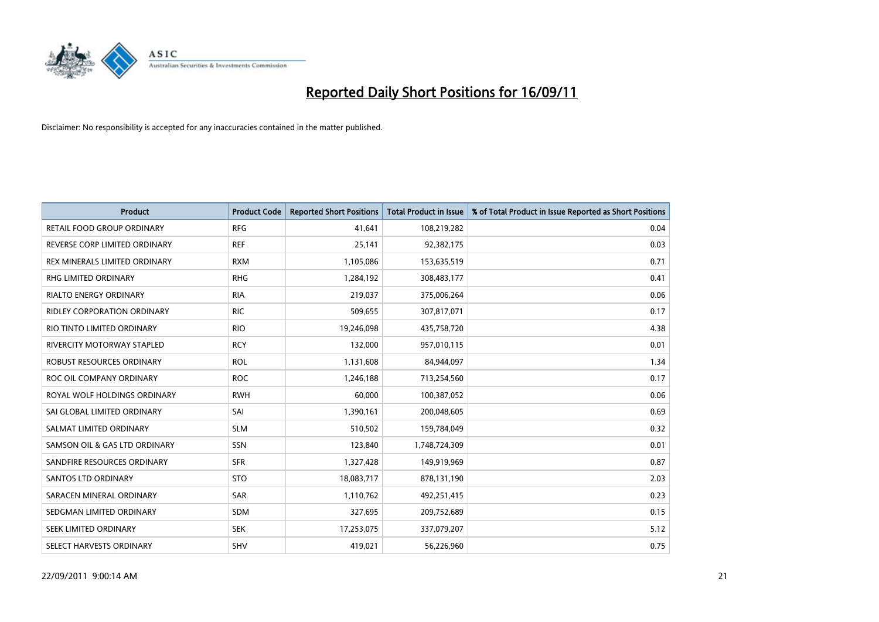# Reported Daily Short Positions for 16/09/11

Disclaimer: No responsibility is accepted for any inaccuracies contained in the matter published.

| Product | Product Code | Reported Short Positions | Total Product in Issue | % of Total Product in Issue Reported as Short Positions |
|---|---|---|---|---|
| RETAIL FOOD GROUP ORDINARY | RFG | 41,641 | 108,219,282 | 0.04 |
| REVERSE CORP LIMITED ORDINARY | REF | 25,141 | 92,382,175 | 0.03 |
| REX MINERALS LIMITED ORDINARY | RXM | 1,105,086 | 153,635,519 | 0.71 |
| RHG LIMITED ORDINARY | RHG | 1,284,192 | 308,483,177 | 0.41 |
| RIALTO ENERGY ORDINARY | RIA | 219,037 | 375,006,264 | 0.06 |
| RIDLEY CORPORATION ORDINARY | RIC | 509,655 | 307,817,071 | 0.17 |
| RIO TINTO LIMITED ORDINARY | RIO | 19,246,098 | 435,758,720 | 4.38 |
| RIVERCITY MOTORWAY STAPLED | RCY | 132,000 | 957,010,115 | 0.01 |
| ROBUST RESOURCES ORDINARY | ROL | 1,131,608 | 84,944,097 | 1.34 |
| ROC OIL COMPANY ORDINARY | ROC | 1,246,188 | 713,254,560 | 0.17 |
| ROYAL WOLF HOLDINGS ORDINARY | RWH | 60,000 | 100,387,052 | 0.06 |
| SAI GLOBAL LIMITED ORDINARY | SAI | 1,390,161 | 200,048,605 | 0.69 |
| SALMAT LIMITED ORDINARY | SLM | 510,502 | 159,784,049 | 0.32 |
| SAMSON OIL & GAS LTD ORDINARY | SSN | 123,840 | 1,748,724,309 | 0.01 |
| SANDFIRE RESOURCES ORDINARY | SFR | 1,327,428 | 149,919,969 | 0.87 |
| SANTOS LTD ORDINARY | STO | 18,083,717 | 878,131,190 | 2.03 |
| SARACEN MINERAL ORDINARY | SAR | 1,110,762 | 492,251,415 | 0.23 |
| SEDGMAN LIMITED ORDINARY | SDM | 327,695 | 209,752,689 | 0.15 |
| SEEK LIMITED ORDINARY | SEK | 17,253,075 | 337,079,207 | 5.12 |
| SELECT HARVESTS ORDINARY | SHV | 419,021 | 56,226,960 | 0.75 |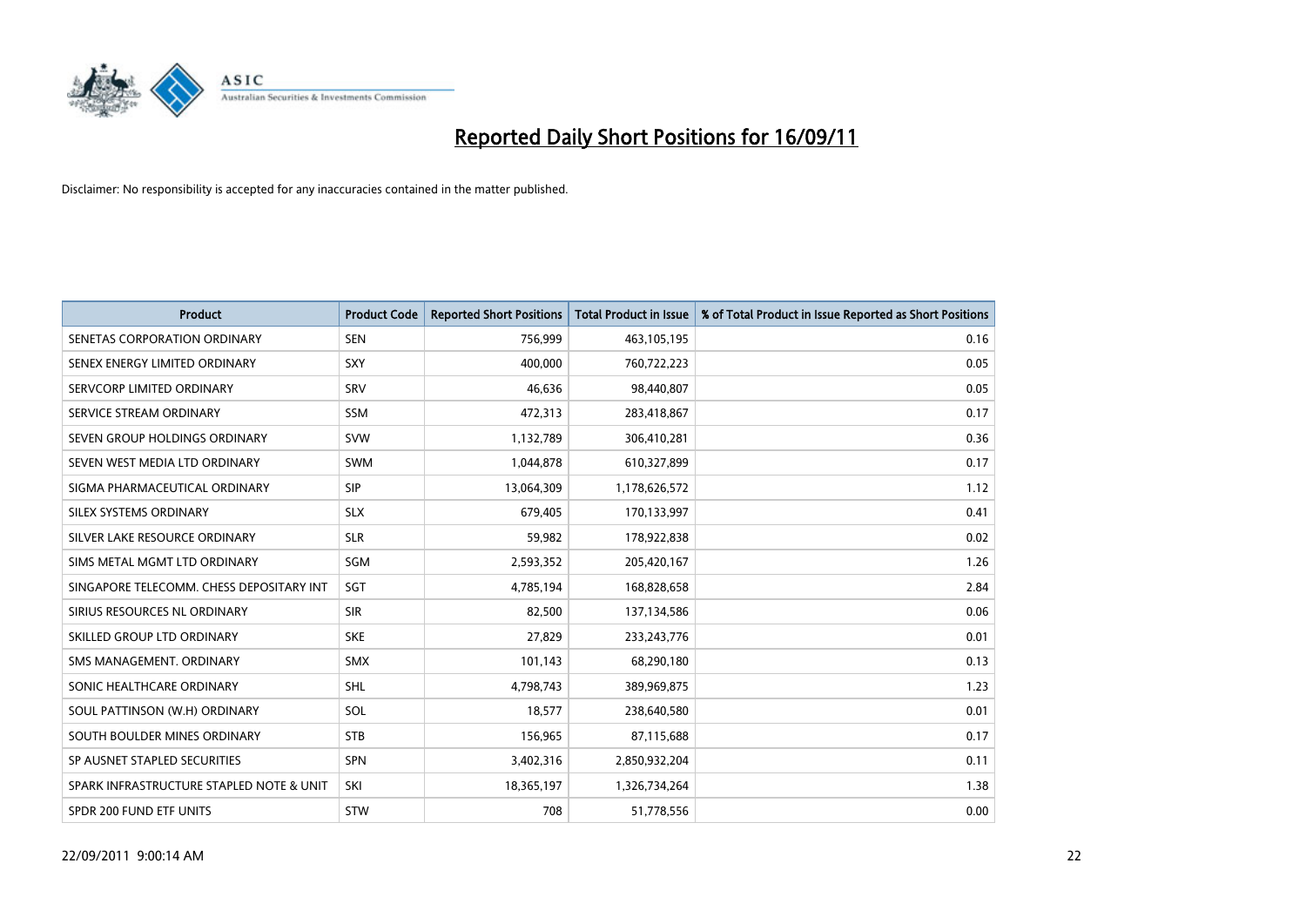# Reported Daily Short Positions for 16/09/11

Disclaimer: No responsibility is accepted for any inaccuracies contained in the matter published.

| Product | Product Code | Reported Short Positions | Total Product in Issue | % of Total Product in Issue Reported as Short Positions |
|---|---|---|---|---|
| SENETAS CORPORATION ORDINARY | SEN | 756,999 | 463,105,195 | 0.16 |
| SENEX ENERGY LIMITED ORDINARY | SXY | 400,000 | 760,722,223 | 0.05 |
| SERVCORP LIMITED ORDINARY | SRV | 46,636 | 98,440,807 | 0.05 |
| SERVICE STREAM ORDINARY | SSM | 472,313 | 283,418,867 | 0.17 |
| SEVEN GROUP HOLDINGS ORDINARY | SVW | 1,132,789 | 306,410,281 | 0.36 |
| SEVEN WEST MEDIA LTD ORDINARY | SWM | 1,044,878 | 610,327,899 | 0.17 |
| SIGMA PHARMACEUTICAL ORDINARY | SIP | 13,064,309 | 1,178,626,572 | 1.12 |
| SILEX SYSTEMS ORDINARY | SLX | 679,405 | 170,133,997 | 0.41 |
| SILVER LAKE RESOURCE ORDINARY | SLR | 59,982 | 178,922,838 | 0.02 |
| SIMS METAL MGMT LTD ORDINARY | SGM | 2,593,352 | 205,420,167 | 1.26 |
| SINGAPORE TELECOMM. CHESS DEPOSITARY INT | SGT | 4,785,194 | 168,828,658 | 2.84 |
| SIRIUS RESOURCES NL ORDINARY | SIR | 82,500 | 137,134,586 | 0.06 |
| SKILLED GROUP LTD ORDINARY | SKE | 27,829 | 233,243,776 | 0.01 |
| SMS MANAGEMENT. ORDINARY | SMX | 101,143 | 68,290,180 | 0.13 |
| SONIC HEALTHCARE ORDINARY | SHL | 4,798,743 | 389,969,875 | 1.23 |
| SOUL PATTINSON (W.H) ORDINARY | SOL | 18,577 | 238,640,580 | 0.01 |
| SOUTH BOULDER MINES ORDINARY | STB | 156,965 | 87,115,688 | 0.17 |
| SP AUSNET STAPLED SECURITIES | SPN | 3,402,316 | 2,850,932,204 | 0.11 |
| SPARK INFRASTRUCTURE STAPLED NOTE & UNIT | SKI | 18,365,197 | 1,326,734,264 | 1.38 |
| SPDR 200 FUND ETF UNITS | STW | 708 | 51,778,556 | 0.00 |

22/09/2011 9:00:14 AM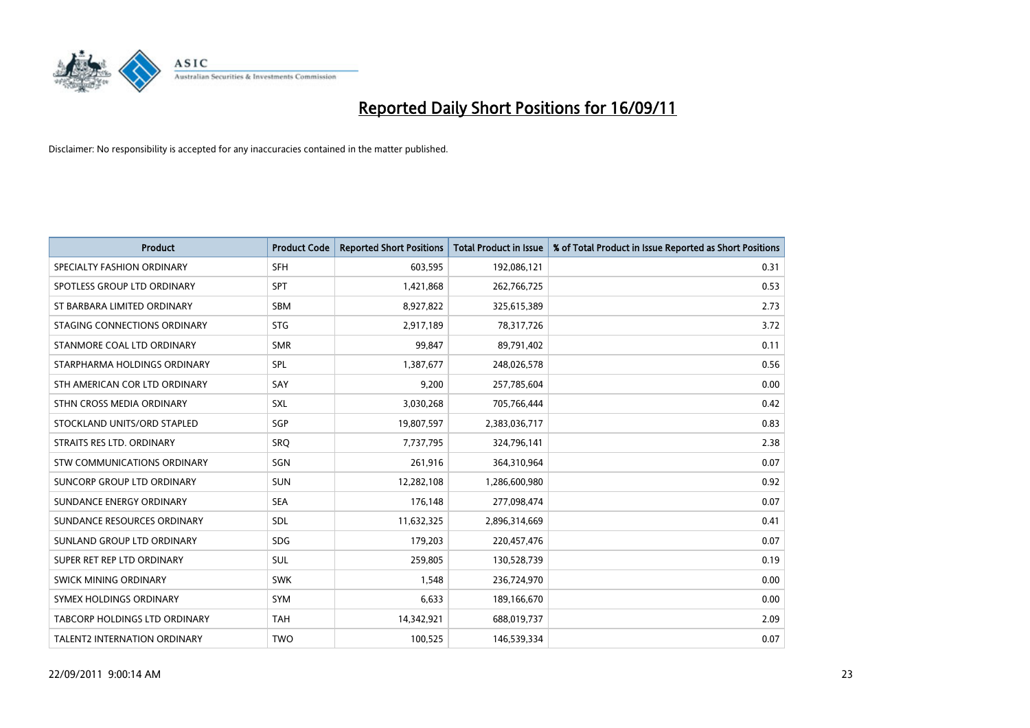# Reported Daily Short Positions for 16/09/11

Disclaimer: No responsibility is accepted for any inaccuracies contained in the matter published.

| Product | Product Code | Reported Short Positions | Total Product in Issue | % of Total Product in Issue Reported as Short Positions |
|---|---|---|---|---|
| SPECIALTY FASHION ORDINARY | SFH | 603,595 | 192,086,121 | 0.31 |
| SPOTLESS GROUP LTD ORDINARY | SPT | 1,421,868 | 262,766,725 | 0.53 |
| ST BARBARA LIMITED ORDINARY | SBM | 8,927,822 | 325,615,389 | 2.73 |
| STAGING CONNECTIONS ORDINARY | STG | 2,917,189 | 78,317,726 | 3.72 |
| STANMORE COAL LTD ORDINARY | SMR | 99,847 | 89,791,402 | 0.11 |
| STARPHARMA HOLDINGS ORDINARY | SPL | 1,387,677 | 248,026,578 | 0.56 |
| STH AMERICAN COR LTD ORDINARY | SAY | 9,200 | 257,785,604 | 0.00 |
| STHN CROSS MEDIA ORDINARY | SXL | 3,030,268 | 705,766,444 | 0.42 |
| STOCKLAND UNITS/ORD STAPLED | SGP | 19,807,597 | 2,383,036,717 | 0.83 |
| STRAITS RES LTD. ORDINARY | SRQ | 7,737,795 | 324,796,141 | 2.38 |
| STW COMMUNICATIONS ORDINARY | SGN | 261,916 | 364,310,964 | 0.07 |
| SUNCORP GROUP LTD ORDINARY | SUN | 12,282,108 | 1,286,600,980 | 0.92 |
| SUNDANCE ENERGY ORDINARY | SEA | 176,148 | 277,098,474 | 0.07 |
| SUNDANCE RESOURCES ORDINARY | SDL | 11,632,325 | 2,896,314,669 | 0.41 |
| SUNLAND GROUP LTD ORDINARY | SDG | 179,203 | 220,457,476 | 0.07 |
| SUPER RET REP LTD ORDINARY | SUL | 259,805 | 130,528,739 | 0.19 |
| SWICK MINING ORDINARY | SWK | 1,548 | 236,724,970 | 0.00 |
| SYMEX HOLDINGS ORDINARY | SYM | 6,633 | 189,166,670 | 0.00 |
| TABCORP HOLDINGS LTD ORDINARY | TAH | 14,342,921 | 688,019,737 | 2.09 |
| TALENT2 INTERNATION ORDINARY | TWO | 100,525 | 146,539,334 | 0.07 |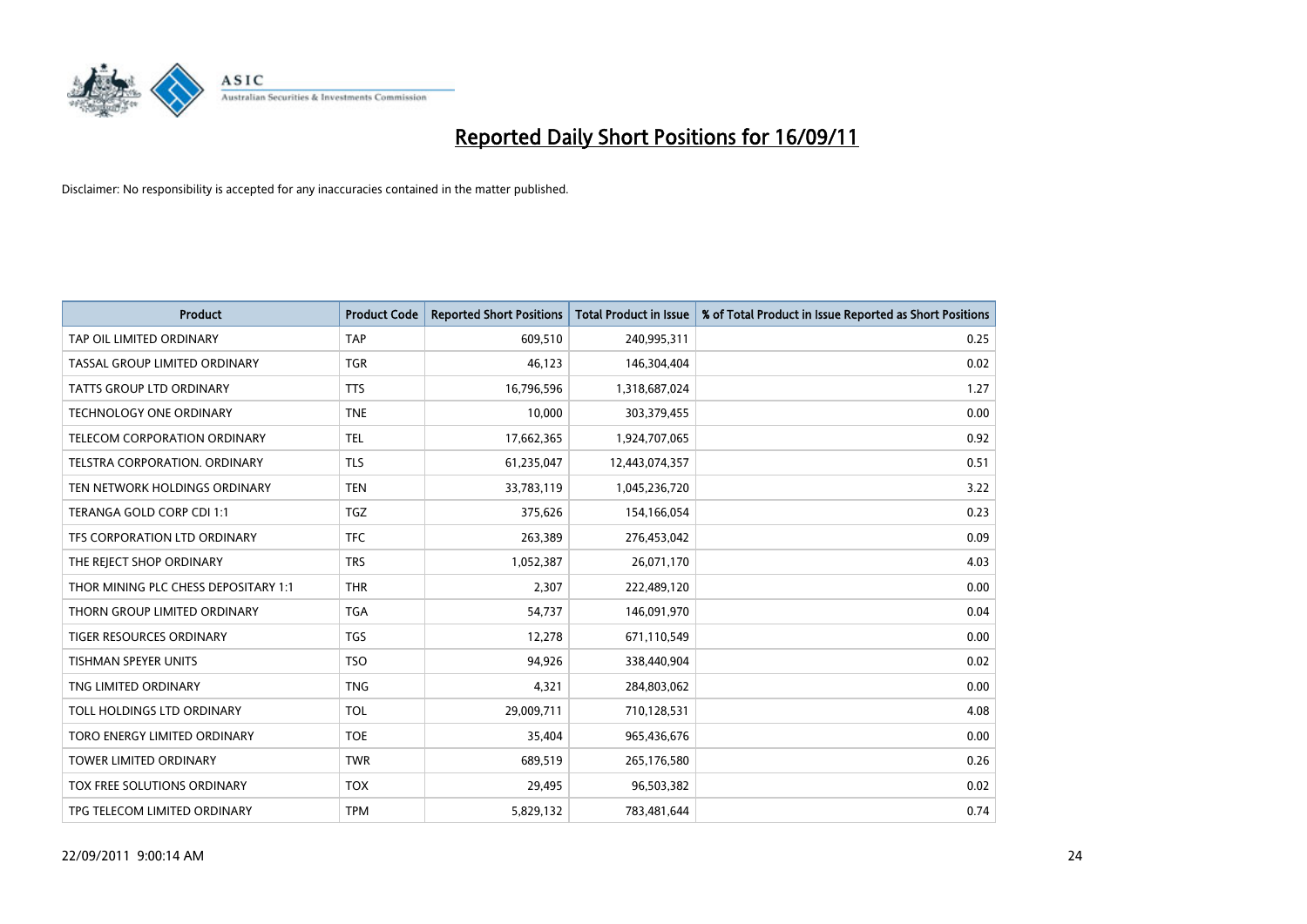# Reported Daily Short Positions for 16/09/11

Disclaimer: No responsibility is accepted for any inaccuracies contained in the matter published.

| Product | Product Code | Reported Short Positions | Total Product in Issue | % of Total Product in Issue Reported as Short Positions |
|---|---|---|---|---|
| TAP OIL LIMITED ORDINARY | TAP | 609,510 | 240,995,311 | 0.25 |
| TASSAL GROUP LIMITED ORDINARY | TGR | 46,123 | 146,304,404 | 0.02 |
| TATTS GROUP LTD ORDINARY | TTS | 16,796,596 | 1,318,687,024 | 1.27 |
| TECHNOLOGY ONE ORDINARY | TNE | 10,000 | 303,379,455 | 0.00 |
| TELECOM CORPORATION ORDINARY | TEL | 17,662,365 | 1,924,707,065 | 0.92 |
| TELSTRA CORPORATION. ORDINARY | TLS | 61,235,047 | 12,443,074,357 | 0.51 |
| TEN NETWORK HOLDINGS ORDINARY | TEN | 33,783,119 | 1,045,236,720 | 3.22 |
| TERANGA GOLD CORP CDI 1:1 | TGZ | 375,626 | 154,166,054 | 0.23 |
| TFS CORPORATION LTD ORDINARY | TFC | 263,389 | 276,453,042 | 0.09 |
| THE REJECT SHOP ORDINARY | TRS | 1,052,387 | 26,071,170 | 4.03 |
| THOR MINING PLC CHESS DEPOSITARY 1:1 | THR | 2,307 | 222,489,120 | 0.00 |
| THORN GROUP LIMITED ORDINARY | TGA | 54,737 | 146,091,970 | 0.04 |
| TIGER RESOURCES ORDINARY | TGS | 12,278 | 671,110,549 | 0.00 |
| TISHMAN SPEYER UNITS | TSO | 94,926 | 338,440,904 | 0.02 |
| TNG LIMITED ORDINARY | TNG | 4,321 | 284,803,062 | 0.00 |
| TOLL HOLDINGS LTD ORDINARY | TOL | 29,009,711 | 710,128,531 | 4.08 |
| TORO ENERGY LIMITED ORDINARY | TOE | 35,404 | 965,436,676 | 0.00 |
| TOWER LIMITED ORDINARY | TWR | 689,519 | 265,176,580 | 0.26 |
| TOX FREE SOLUTIONS ORDINARY | TOX | 29,495 | 96,503,382 | 0.02 |
| TPG TELECOM LIMITED ORDINARY | TPM | 5,829,132 | 783,481,644 | 0.74 |

22/09/2011 9:00:14 AM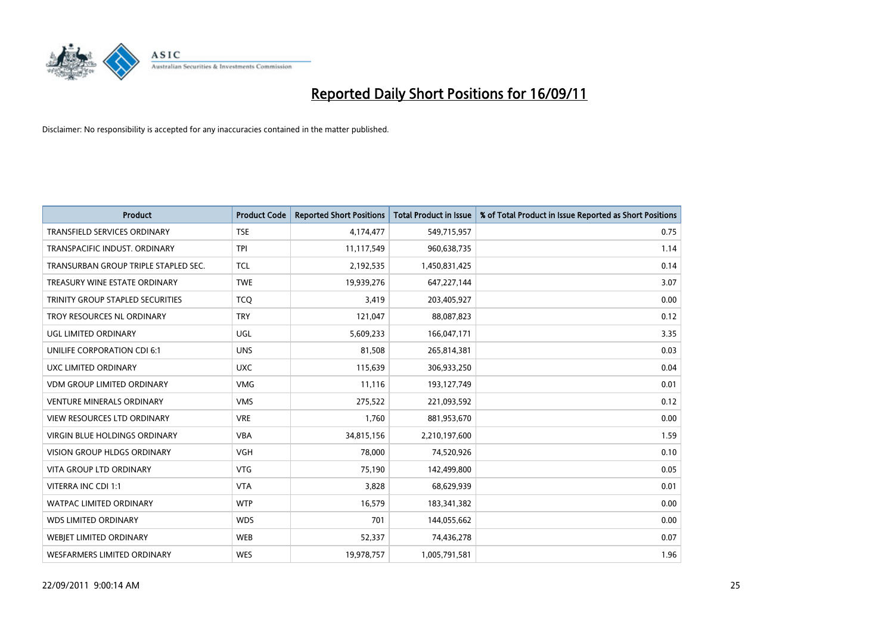# Reported Daily Short Positions for 16/09/11

Disclaimer: No responsibility is accepted for any inaccuracies contained in the matter published.

| Product | Product Code | Reported Short Positions | Total Product in Issue | % of Total Product in Issue Reported as Short Positions |
|---|---|---|---|---|
| TRANSFIELD SERVICES ORDINARY | TSE | 4,174,477 | 549,715,957 | 0.75 |
| TRANSPACIFIC INDUST. ORDINARY | TPI | 11,117,549 | 960,638,735 | 1.14 |
| TRANSURBAN GROUP TRIPLE STAPLED SEC. | TCL | 2,192,535 | 1,450,831,425 | 0.14 |
| TREASURY WINE ESTATE ORDINARY | TWE | 19,939,276 | 647,227,144 | 3.07 |
| TRINITY GROUP STAPLED SECURITIES | TCQ | 3,419 | 203,405,927 | 0.00 |
| TROY RESOURCES NL ORDINARY | TRY | 121,047 | 88,087,823 | 0.12 |
| UGL LIMITED ORDINARY | UGL | 5,609,233 | 166,047,171 | 3.35 |
| UNILIFE CORPORATION CDI 6:1 | UNS | 81,508 | 265,814,381 | 0.03 |
| UXC LIMITED ORDINARY | UXC | 115,639 | 306,933,250 | 0.04 |
| VDM GROUP LIMITED ORDINARY | VMG | 11,116 | 193,127,749 | 0.01 |
| VENTURE MINERALS ORDINARY | VMS | 275,522 | 221,093,592 | 0.12 |
| VIEW RESOURCES LTD ORDINARY | VRE | 1,760 | 881,953,670 | 0.00 |
| VIRGIN BLUE HOLDINGS ORDINARY | VBA | 34,815,156 | 2,210,197,600 | 1.59 |
| VISION GROUP HLDGS ORDINARY | VGH | 78,000 | 74,520,926 | 0.10 |
| VITA GROUP LTD ORDINARY | VTG | 75,190 | 142,499,800 | 0.05 |
| VITERRA INC CDI 1:1 | VTA | 3,828 | 68,629,939 | 0.01 |
| WATPAC LIMITED ORDINARY | WTP | 16,579 | 183,341,382 | 0.00 |
| WDS LIMITED ORDINARY | WDS | 701 | 144,055,662 | 0.00 |
| WEBJET LIMITED ORDINARY | WEB | 52,337 | 74,436,278 | 0.07 |
| WESFARMERS LIMITED ORDINARY | WES | 19,978,757 | 1,005,791,581 | 1.96 |

22/09/2011 9:00:14 AM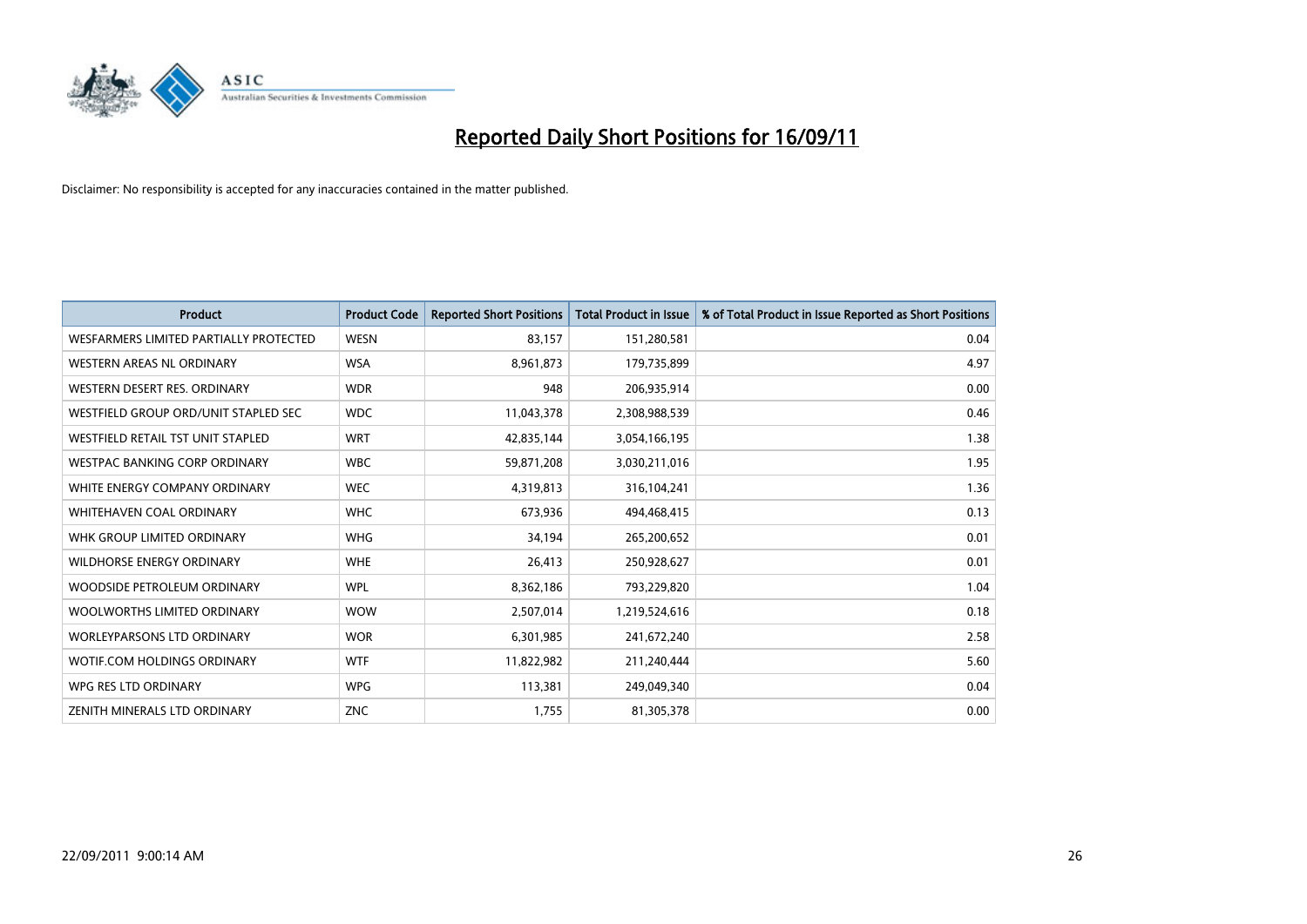# Reported Daily Short Positions for 16/09/11

Disclaimer: No responsibility is accepted for any inaccuracies contained in the matter published.

| Product | Product Code | Reported Short Positions | Total Product in Issue | % of Total Product in Issue Reported as Short Positions |
|---|---|---|---|---|
| WESFARMERS LIMITED PARTIALLY PROTECTED | WESN | 83,157 | 151,280,581 | 0.04 |
| WESTERN AREAS NL ORDINARY | WSA | 8,961,873 | 179,735,899 | 4.97 |
| WESTERN DESERT RES. ORDINARY | WDR | 948 | 206,935,914 | 0.00 |
| WESTFIELD GROUP ORD/UNIT STAPLED SEC | WDC | 11,043,378 | 2,308,988,539 | 0.46 |
| WESTFIELD RETAIL TST UNIT STAPLED | WRT | 42,835,144 | 3,054,166,195 | 1.38 |
| WESTPAC BANKING CORP ORDINARY | WBC | 59,871,208 | 3,030,211,016 | 1.95 |
| WHITE ENERGY COMPANY ORDINARY | WEC | 4,319,813 | 316,104,241 | 1.36 |
| WHITEHAVEN COAL ORDINARY | WHC | 673,936 | 494,468,415 | 0.13 |
| WHK GROUP LIMITED ORDINARY | WHG | 34,194 | 265,200,652 | 0.01 |
| WILDHORSE ENERGY ORDINARY | WHE | 26,413 | 250,928,627 | 0.01 |
| WOODSIDE PETROLEUM ORDINARY | WPL | 8,362,186 | 793,229,820 | 1.04 |
| WOOLWORTHS LIMITED ORDINARY | WOW | 2,507,014 | 1,219,524,616 | 0.18 |
| WORLEYPARSONS LTD ORDINARY | WOR | 6,301,985 | 241,672,240 | 2.58 |
| WOTIF.COM HOLDINGS ORDINARY | WTF | 11,822,982 | 211,240,444 | 5.60 |
| WPG RES LTD ORDINARY | WPG | 113,381 | 249,049,340 | 0.04 |
| ZENITH MINERALS LTD ORDINARY | ZNC | 1,755 | 81,305,378 | 0.00 |